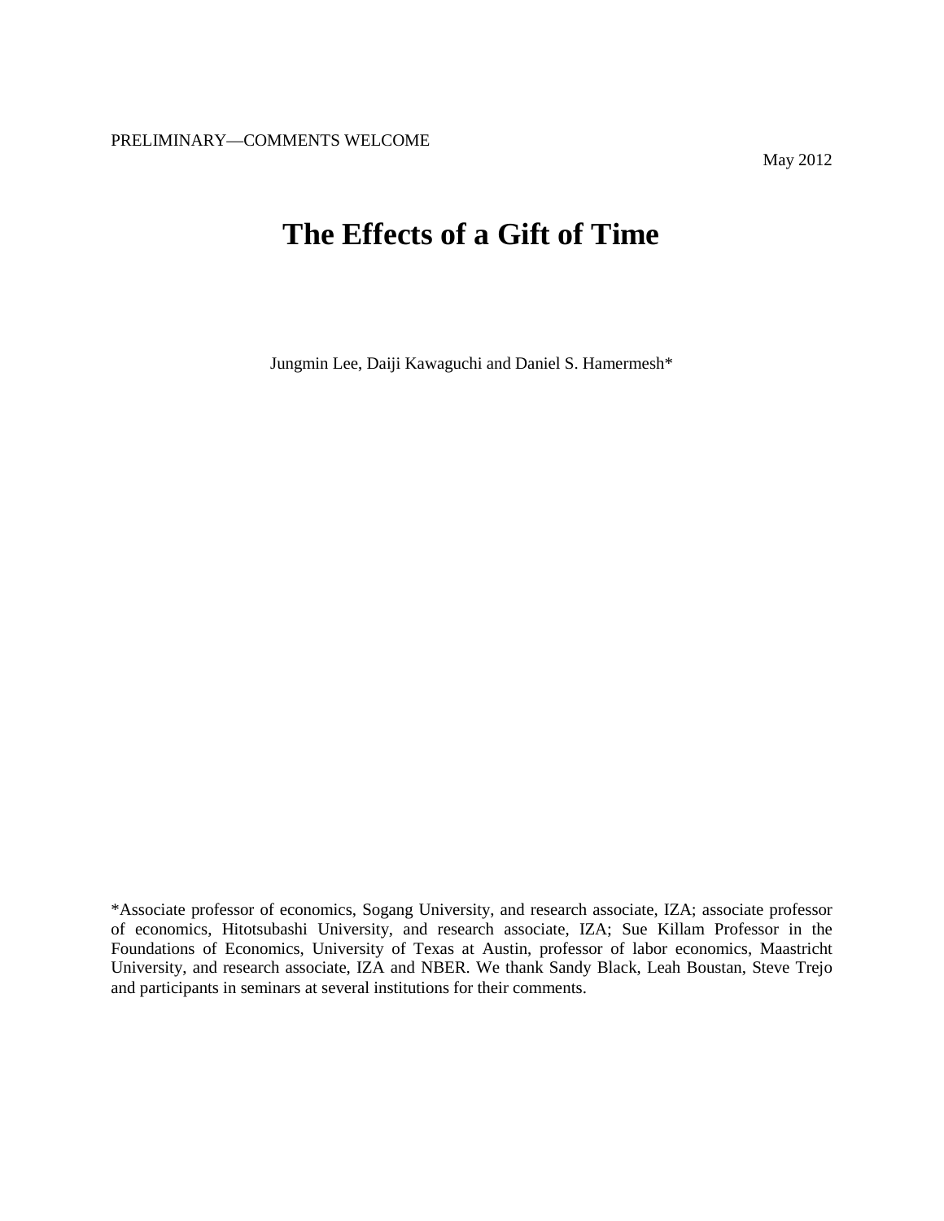PRELIMINARY—COMMENTS WELCOME

May 2012

# The Effects of a Gift of Time

Jungmin Lee, Daiji Kawaguchi and Daniel S. Hamermesh*

*Associate professor of economics, Sogang University, and research associate, IZA; associate professor of economics, Hitotsubashi University, and research associate, IZA; Sue Killam Professor in the Foundations of Economics, University of Texas at Austin, professor of labor economics, Maastricht University, and research associate, IZA and NBER. We thank Sandy Black, Leah Boustan, Steve Trejo and participants in seminars at several institutions for their comments.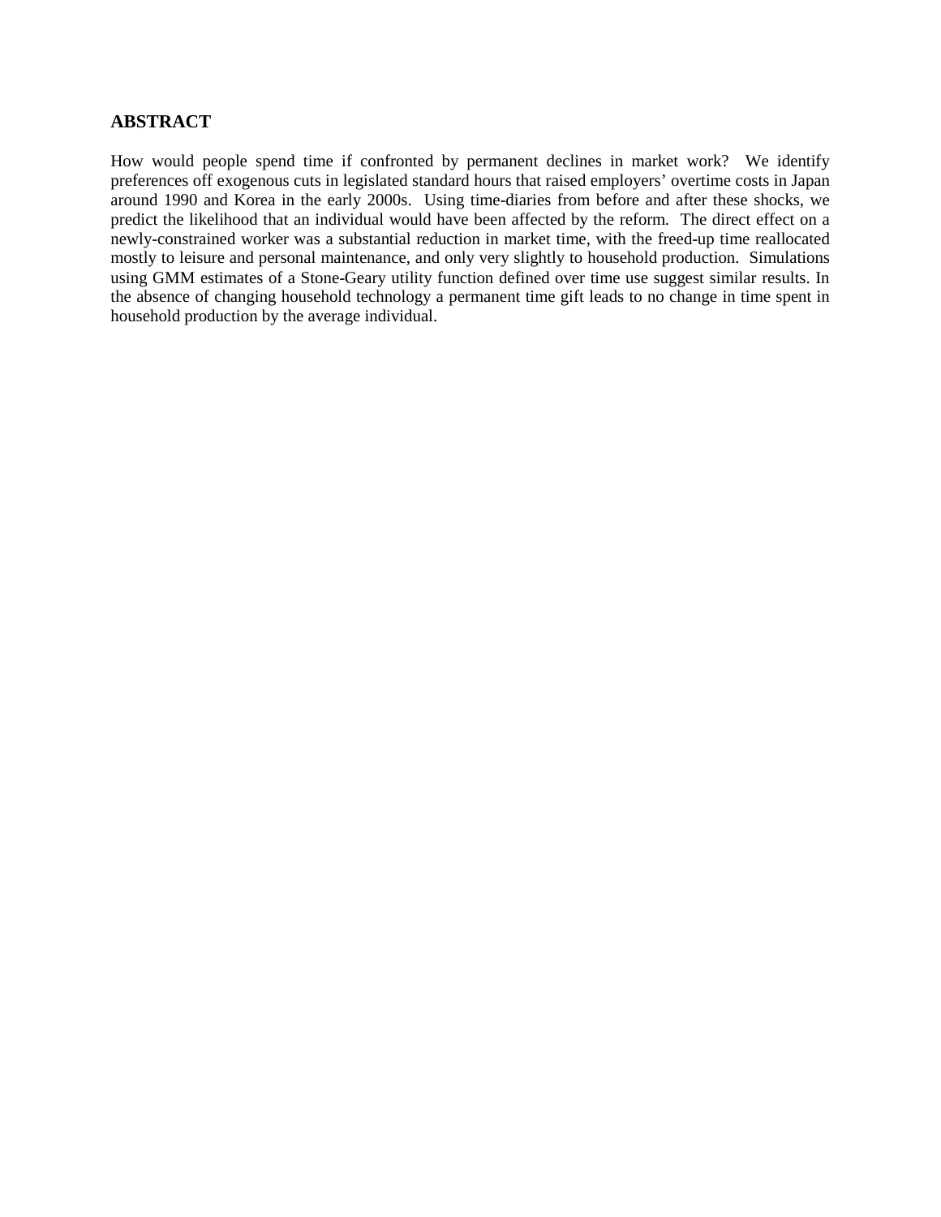## ABSTRACT

How would people spend time if confronted by permanent declines in market work? We identify preferences off exogenous cuts in legislated standard hours that raised employers' overtime costs in Japan around 1990 and Korea in the early 2000s. Using time-diaries from before and after these shocks, we predict the likelihood that an individual would have been affected by the reform. The direct effect on a newly-constrained worker was a substantial reduction in market time, with the freed-up time reallocated mostly to leisure and personal maintenance, and only very slightly to household production. Simulations using GMM estimates of a Stone-Geary utility function defined over time use suggest similar results. In the absence of changing household technology a permanent time gift leads to no change in time spent in household production by the average individual.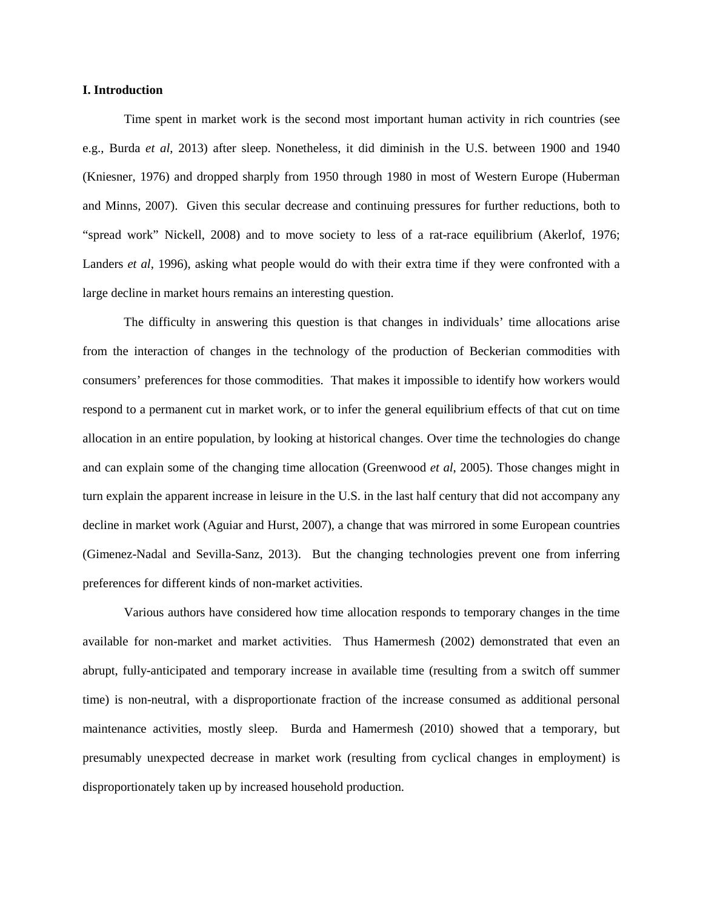**I. Introduction**

Time spent in market work is the second most important human activity in rich countries (see e.g., Burda *et al*, 2013) after sleep. Nonetheless, it did diminish in the U.S. between 1900 and 1940 (Kniesner, 1976) and dropped sharply from 1950 through 1980 in most of Western Europe (Huberman and Minns, 2007). Given this secular decrease and continuing pressures for further reductions, both to "spread work" Nickell, 2008) and to move society to less of a rat-race equilibrium (Akerlof, 1976; Landers *et al*, 1996), asking what people would do with their extra time if they were confronted with a large decline in market hours remains an interesting question.

The difficulty in answering this question is that changes in individuals' time allocations arise from the interaction of changes in the technology of the production of Beckerian commodities with consumers' preferences for those commodities. That makes it impossible to identify how workers would respond to a permanent cut in market work, or to infer the general equilibrium effects of that cut on time allocation in an entire population, by looking at historical changes. Over time the technologies do change and can explain some of the changing time allocation (Greenwood *et al*, 2005). Those changes might in turn explain the apparent increase in leisure in the U.S. in the last half century that did not accompany any decline in market work (Aguiar and Hurst, 2007), a change that was mirrored in some European countries (Gimenez-Nadal and Sevilla-Sanz, 2013). But the changing technologies prevent one from inferring preferences for different kinds of non-market activities.

Various authors have considered how time allocation responds to temporary changes in the time available for non-market and market activities. Thus Hamermesh (2002) demonstrated that even an abrupt, fully-anticipated and temporary increase in available time (resulting from a switch off summer time) is non-neutral, with a disproportionate fraction of the increase consumed as additional personal maintenance activities, mostly sleep. Burda and Hamermesh (2010) showed that a temporary, but presumably unexpected decrease in market work (resulting from cyclical changes in employment) is disproportionately taken up by increased household production.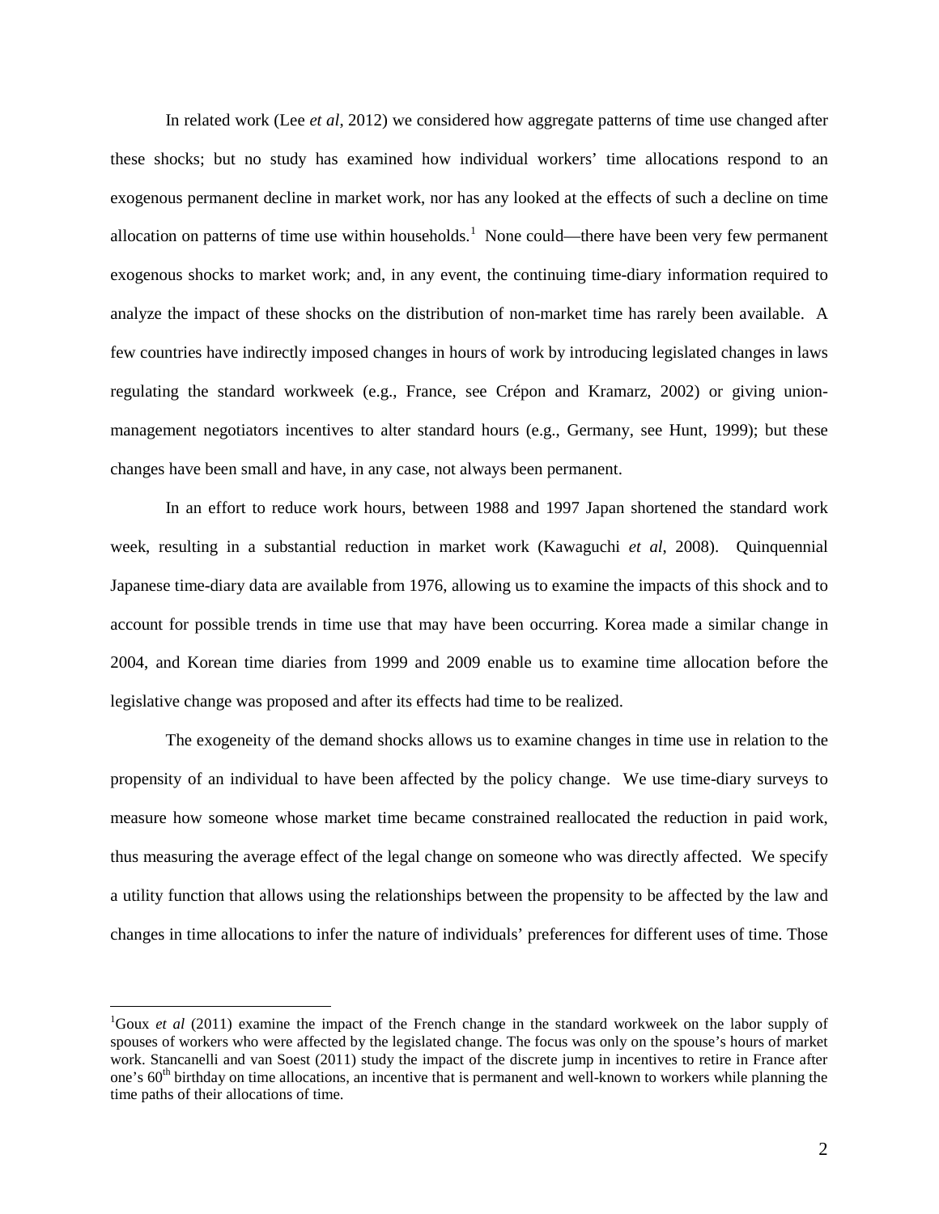In related work (Lee *et al*, 2012) we considered how aggregate patterns of time use changed after these shocks; but no study has examined how individual workers' time allocations respond to an exogenous permanent decline in market work, nor has any looked at the effects of such a decline on time allocation on patterns of time use within households.[1] None could—there have been very few permanent exogenous shocks to market work; and, in any event, the continuing time-diary information required to analyze the impact of these shocks on the distribution of non-market time has rarely been available. A few countries have indirectly imposed changes in hours of work by introducing legislated changes in laws regulating the standard workweek (e.g., France, see Crépon and Kramarz, 2002) or giving union-management negotiators incentives to alter standard hours (e.g., Germany, see Hunt, 1999); but these changes have been small and have, in any case, not always been permanent.

In an effort to reduce work hours, between 1988 and 1997 Japan shortened the standard work week, resulting in a substantial reduction in market work (Kawaguchi *et al*, 2008). Quinquennial Japanese time-diary data are available from 1976, allowing us to examine the impacts of this shock and to account for possible trends in time use that may have been occurring. Korea made a similar change in 2004, and Korean time diaries from 1999 and 2009 enable us to examine time allocation before the legislative change was proposed and after its effects had time to be realized.

The exogeneity of the demand shocks allows us to examine changes in time use in relation to the propensity of an individual to have been affected by the policy change. We use time-diary surveys to measure how someone whose market time became constrained reallocated the reduction in paid work, thus measuring the average effect of the legal change on someone who was directly affected. We specify a utility function that allows using the relationships between the propensity to be affected by the law and changes in time allocations to infer the nature of individuals' preferences for different uses of time. Those

[1]Goux *et al* (2011) examine the impact of the French change in the standard workweek on the labor supply of spouses of workers who were affected by the legislated change. The focus was only on the spouse's hours of market work. Stancanelli and van Soest (2011) study the impact of the discrete jump in incentives to retire in France after one's 60th birthday on time allocations, an incentive that is permanent and well-known to workers while planning the time paths of their allocations of time.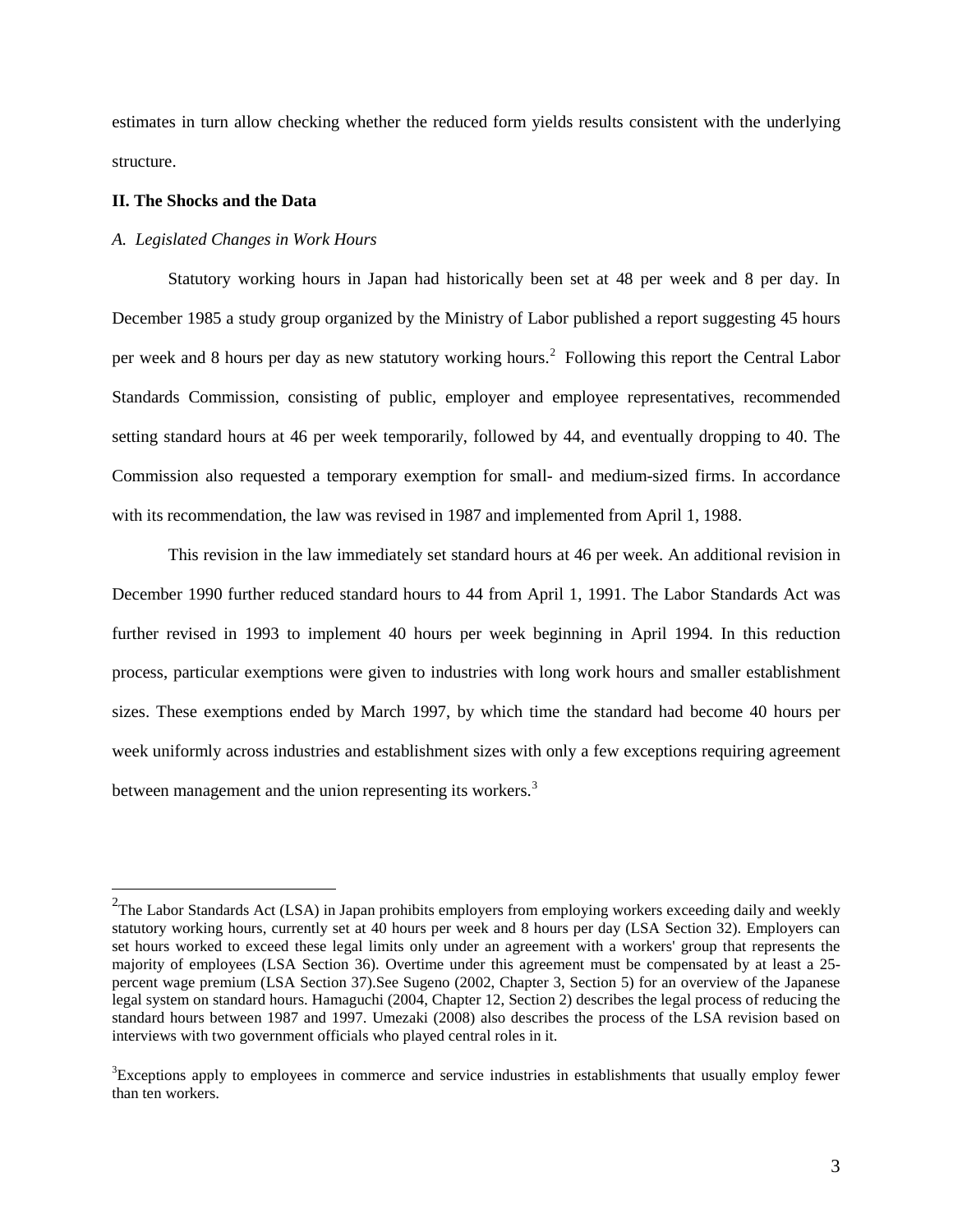estimates in turn allow checking whether the reduced form yields results consistent with the underlying structure.

## II. The Shocks and the Data

### *A. Legislated Changes in Work Hours*

Statutory working hours in Japan had historically been set at 48 per week and 8 per day. In December 1985 a study group organized by the Ministry of Labor published a report suggesting 45 hours per week and 8 hours per day as new statutory working hours.[2] Following this report the Central Labor Standards Commission, consisting of public, employer and employee representatives, recommended setting standard hours at 46 per week temporarily, followed by 44, and eventually dropping to 40. The Commission also requested a temporary exemption for small- and medium-sized firms. In accordance with its recommendation, the law was revised in 1987 and implemented from April 1, 1988.

This revision in the law immediately set standard hours at 46 per week. An additional revision in December 1990 further reduced standard hours to 44 from April 1, 1991. The Labor Standards Act was further revised in 1993 to implement 40 hours per week beginning in April 1994. In this reduction process, particular exemptions were given to industries with long work hours and smaller establishment sizes. These exemptions ended by March 1997, by which time the standard had become 40 hours per week uniformly across industries and establishment sizes with only a few exceptions requiring agreement between management and the union representing its workers.[3]

---

[2] The Labor Standards Act (LSA) in Japan prohibits employers from employing workers exceeding daily and weekly statutory working hours, currently set at 40 hours per week and 8 hours per day (LSA Section 32). Employers can set hours worked to exceed these legal limits only under an agreement with a workers' group that represents the majority of employees (LSA Section 36). Overtime under this agreement must be compensated by at least a 25-percent wage premium (LSA Section 37).See Sugeno (2002, Chapter 3, Section 5) for an overview of the Japanese legal system on standard hours. Hamaguchi (2004, Chapter 12, Section 2) describes the legal process of reducing the standard hours between 1987 and 1997. Umezaki (2008) also describes the process of the LSA revision based on interviews with two government officials who played central roles in it.

[3] Exceptions apply to employees in commerce and service industries in establishments that usually employ fewer than ten workers.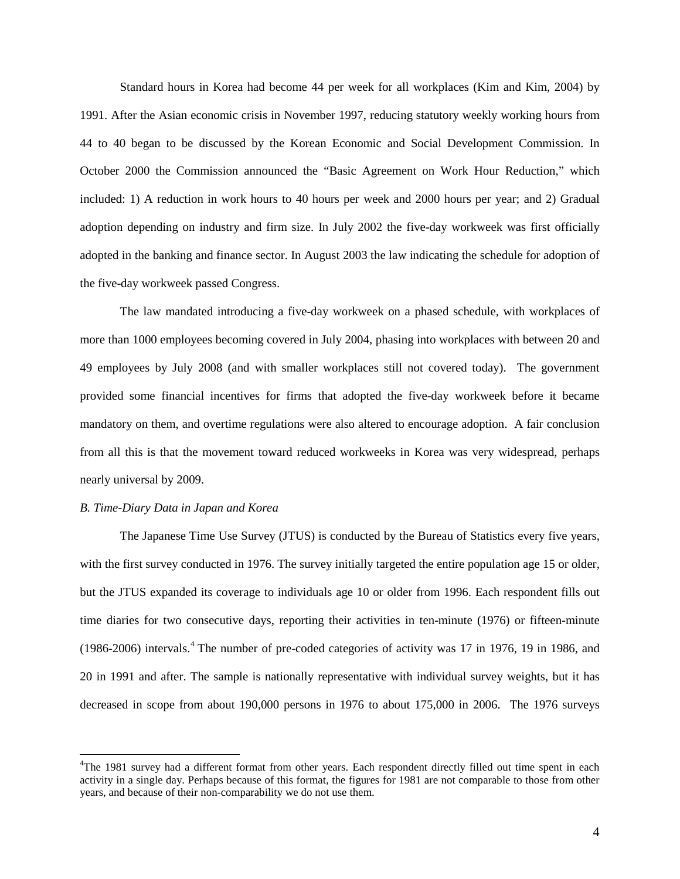Standard hours in Korea had become 44 per week for all workplaces (Kim and Kim, 2004) by 1991. After the Asian economic crisis in November 1997, reducing statutory weekly working hours from 44 to 40 began to be discussed by the Korean Economic and Social Development Commission. In October 2000 the Commission announced the "Basic Agreement on Work Hour Reduction," which included: 1) A reduction in work hours to 40 hours per week and 2000 hours per year; and 2) Gradual adoption depending on industry and firm size. In July 2002 the five-day workweek was first officially adopted in the banking and finance sector. In August 2003 the law indicating the schedule for adoption of the five-day workweek passed Congress.

The law mandated introducing a five-day workweek on a phased schedule, with workplaces of more than 1000 employees becoming covered in July 2004, phasing into workplaces with between 20 and 49 employees by July 2008 (and with smaller workplaces still not covered today). The government provided some financial incentives for firms that adopted the five-day workweek before it became mandatory on them, and overtime regulations were also altered to encourage adoption. A fair conclusion from all this is that the movement toward reduced workweeks in Korea was very widespread, perhaps nearly universal by 2009.

*B. Time-Diary Data in Japan and Korea*

The Japanese Time Use Survey (JTUS) is conducted by the Bureau of Statistics every five years, with the first survey conducted in 1976. The survey initially targeted the entire population age 15 or older, but the JTUS expanded its coverage to individuals age 10 or older from 1996. Each respondent fills out time diaries for two consecutive days, reporting their activities in ten-minute (1976) or fifteen-minute (1986-2006) intervals.[4] The number of pre-coded categories of activity was 17 in 1976, 19 in 1986, and 20 in 1991 and after. The sample is nationally representative with individual survey weights, but it has decreased in scope from about 190,000 persons in 1976 to about 175,000 in 2006. The 1976 surveys

[4]The 1981 survey had a different format from other years. Each respondent directly filled out time spent in each activity in a single day. Perhaps because of this format, the figures for 1981 are not comparable to those from other years, and because of their non-comparability we do not use them.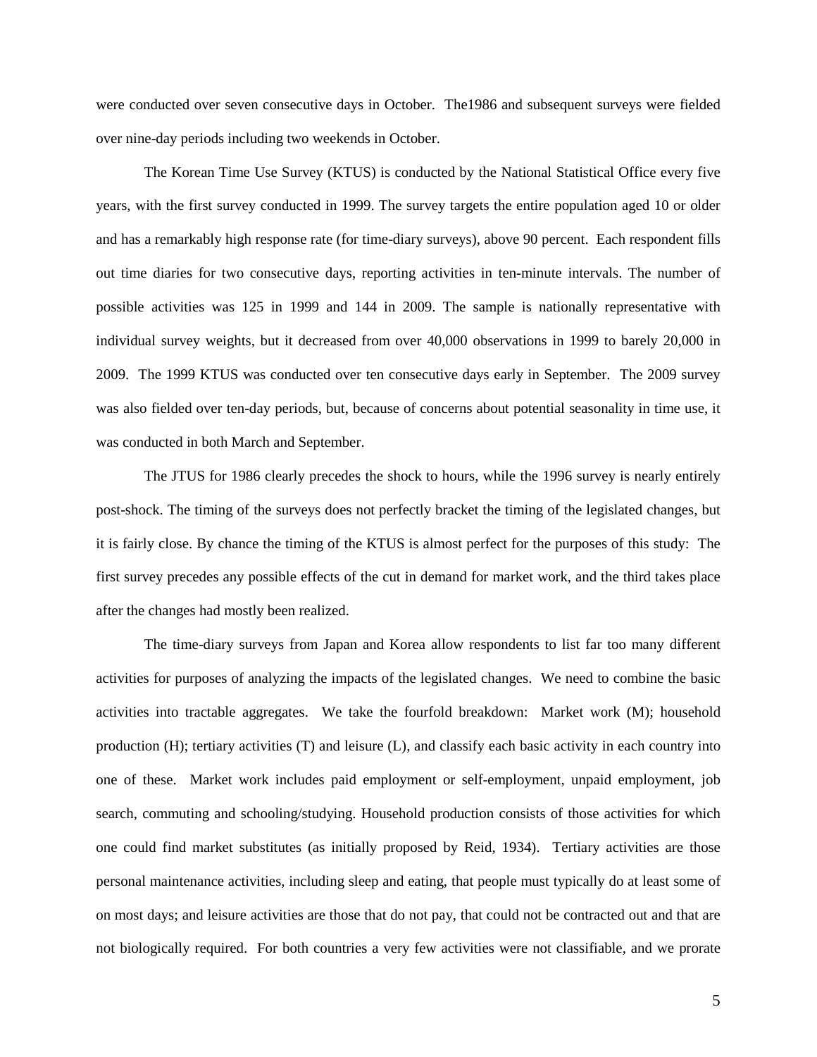were conducted over seven consecutive days in October. The1986 and subsequent surveys were fielded over nine-day periods including two weekends in October.

The Korean Time Use Survey (KTUS) is conducted by the National Statistical Office every five years, with the first survey conducted in 1999. The survey targets the entire population aged 10 or older and has a remarkably high response rate (for time-diary surveys), above 90 percent. Each respondent fills out time diaries for two consecutive days, reporting activities in ten-minute intervals. The number of possible activities was 125 in 1999 and 144 in 2009. The sample is nationally representative with individual survey weights, but it decreased from over 40,000 observations in 1999 to barely 20,000 in 2009. The 1999 KTUS was conducted over ten consecutive days early in September. The 2009 survey was also fielded over ten-day periods, but, because of concerns about potential seasonality in time use, it was conducted in both March and September.

The JTUS for 1986 clearly precedes the shock to hours, while the 1996 survey is nearly entirely post-shock. The timing of the surveys does not perfectly bracket the timing of the legislated changes, but it is fairly close. By chance the timing of the KTUS is almost perfect for the purposes of this study: The first survey precedes any possible effects of the cut in demand for market work, and the third takes place after the changes had mostly been realized.

The time-diary surveys from Japan and Korea allow respondents to list far too many different activities for purposes of analyzing the impacts of the legislated changes. We need to combine the basic activities into tractable aggregates. We take the fourfold breakdown: Market work (M); household production (H); tertiary activities (T) and leisure (L), and classify each basic activity in each country into one of these. Market work includes paid employment or self-employment, unpaid employment, job search, commuting and schooling/studying. Household production consists of those activities for which one could find market substitutes (as initially proposed by Reid, 1934). Tertiary activities are those personal maintenance activities, including sleep and eating, that people must typically do at least some of on most days; and leisure activities are those that do not pay, that could not be contracted out and that are not biologically required. For both countries a very few activities were not classifiable, and we prorate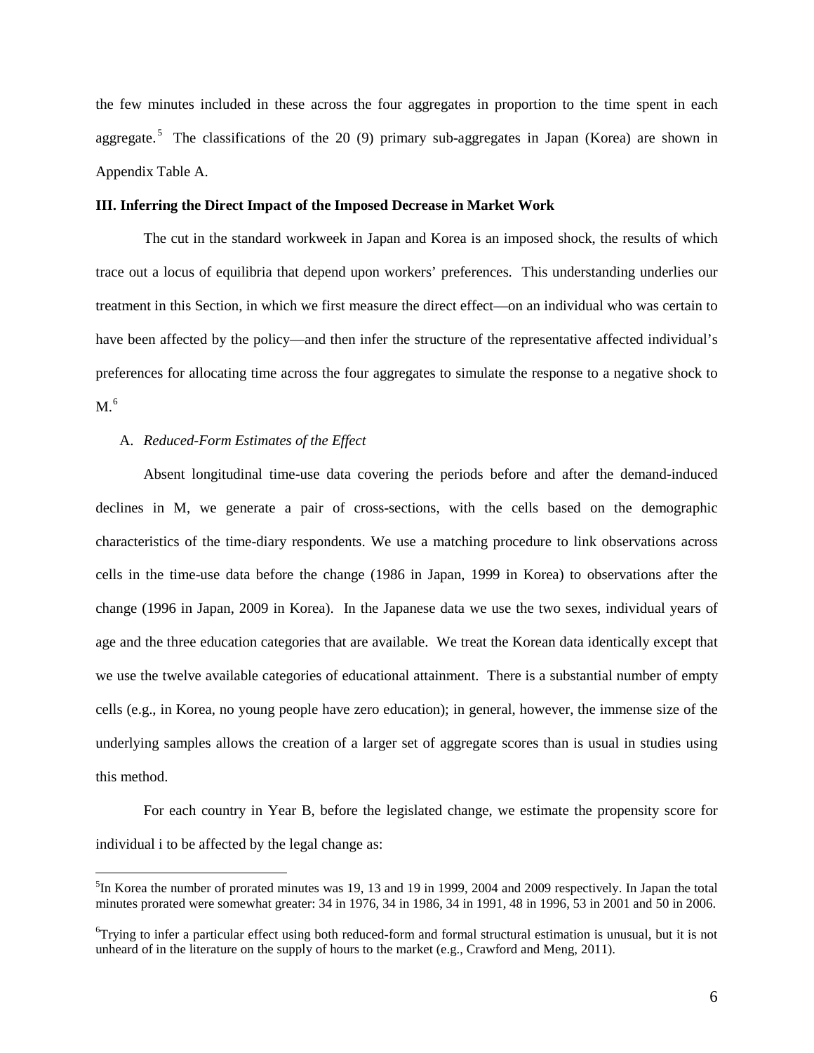the few minutes included in these across the four aggregates in proportion to the time spent in each aggregate.[5] The classifications of the 20 (9) primary sub-aggregates in Japan (Korea) are shown in Appendix Table A.

### III. Inferring the Direct Impact of the Imposed Decrease in Market Work

The cut in the standard workweek in Japan and Korea is an imposed shock, the results of which trace out a locus of equilibria that depend upon workers' preferences. This understanding underlies our treatment in this Section, in which we first measure the direct effect—on an individual who was certain to have been affected by the policy—and then infer the structure of the representative affected individual's preferences for allocating time across the four aggregates to simulate the response to a negative shock to M.[6]

A. *Reduced-Form Estimates of the Effect*

Absent longitudinal time-use data covering the periods before and after the demand-induced declines in M, we generate a pair of cross-sections, with the cells based on the demographic characteristics of the time-diary respondents. We use a matching procedure to link observations across cells in the time-use data before the change (1986 in Japan, 1999 in Korea) to observations after the change (1996 in Japan, 2009 in Korea). In the Japanese data we use the two sexes, individual years of age and the three education categories that are available. We treat the Korean data identically except that we use the twelve available categories of educational attainment. There is a substantial number of empty cells (e.g., in Korea, no young people have zero education); in general, however, the immense size of the underlying samples allows the creation of a larger set of aggregate scores than is usual in studies using this method.

For each country in Year B, before the legislated change, we estimate the propensity score for individual i to be affected by the legal change as:

---

[5]In Korea the number of prorated minutes was 19, 13 and 19 in 1999, 2004 and 2009 respectively. In Japan the total minutes prorated were somewhat greater: 34 in 1976, 34 in 1986, 34 in 1991, 48 in 1996, 53 in 2001 and 50 in 2006.

[6]Trying to infer a particular effect using both reduced-form and formal structural estimation is unusual, but it is not unheard of in the literature on the supply of hours to the market (e.g., Crawford and Meng, 2011).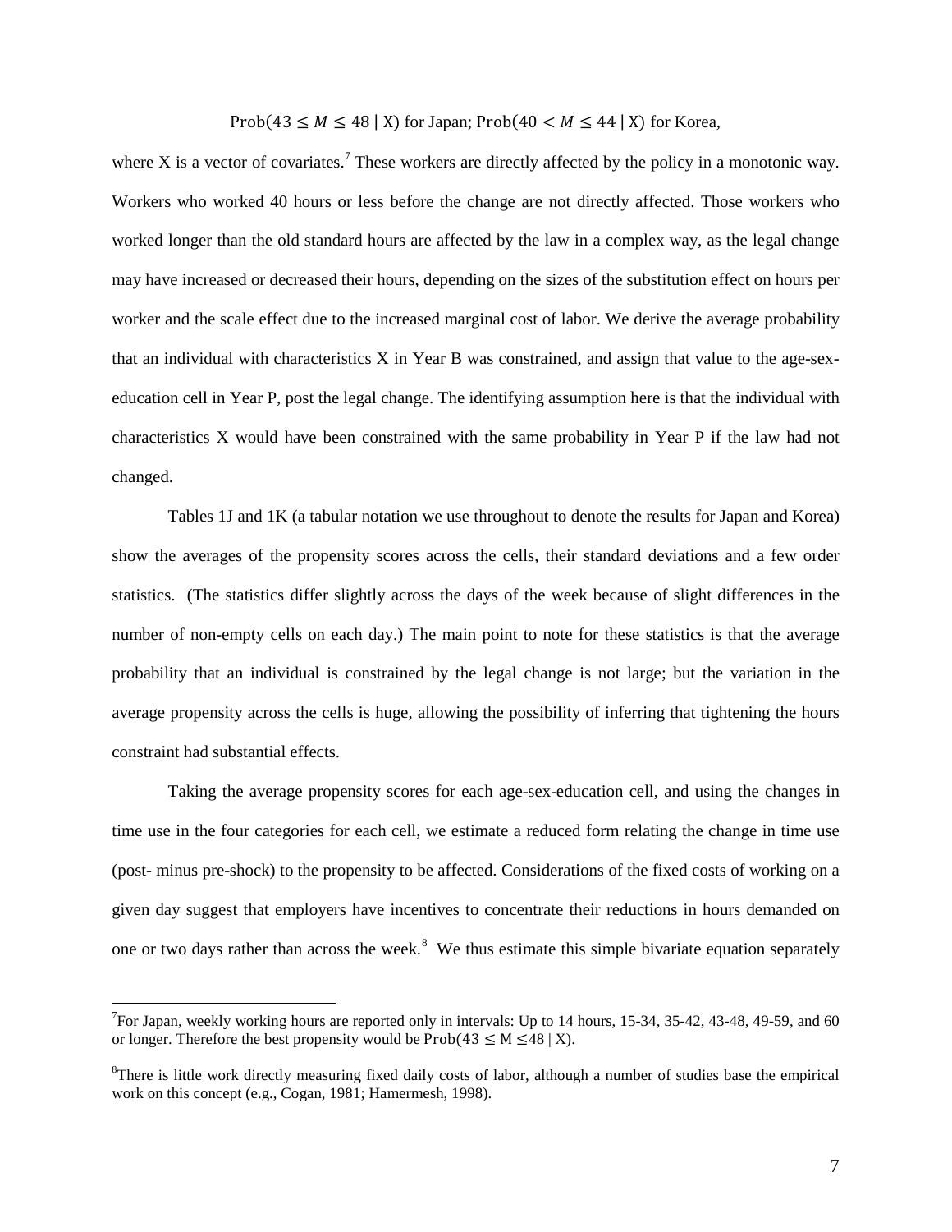$$\text{Prob}(43 \leq M \leq 48 \mid \text{X}) \text{ for Japan; } \text{Prob}(40 < M \leq 44 \mid \text{X}) \text{ for Korea,}$$

where X is a vector of covariates.[7] These workers are directly affected by the policy in a monotonic way. Workers who worked 40 hours or less before the change are not directly affected. Those workers who worked longer than the old standard hours are affected by the law in a complex way, as the legal change may have increased or decreased their hours, depending on the sizes of the substitution effect on hours per worker and the scale effect due to the increased marginal cost of labor. We derive the average probability that an individual with characteristics X in Year B was constrained, and assign that value to the age-sex-education cell in Year P, post the legal change. The identifying assumption here is that the individual with characteristics X would have been constrained with the same probability in Year P if the law had not changed.

Tables 1J and 1K (a tabular notation we use throughout to denote the results for Japan and Korea) show the averages of the propensity scores across the cells, their standard deviations and a few order statistics. (The statistics differ slightly across the days of the week because of slight differences in the number of non-empty cells on each day.) The main point to note for these statistics is that the average probability that an individual is constrained by the legal change is not large; but the variation in the average propensity across the cells is huge, allowing the possibility of inferring that tightening the hours constraint had substantial effects.

Taking the average propensity scores for each age-sex-education cell, and using the changes in time use in the four categories for each cell, we estimate a reduced form relating the change in time use (post- minus pre-shock) to the propensity to be affected. Considerations of the fixed costs of working on a given day suggest that employers have incentives to concentrate their reductions in hours demanded on one or two days rather than across the week.[8] We thus estimate this simple bivariate equation separately

---

[7]For Japan, weekly working hours are reported only in intervals: Up to 14 hours, 15-34, 35-42, 43-48, 49-59, and 60 or longer. Therefore the best propensity would be $\text{Prob}(43 \leq \text{M} \leq 48 \mid \text{X})$.

[8]There is little work directly measuring fixed daily costs of labor, although a number of studies base the empirical work on this concept (e.g., Cogan, 1981; Hamermesh, 1998).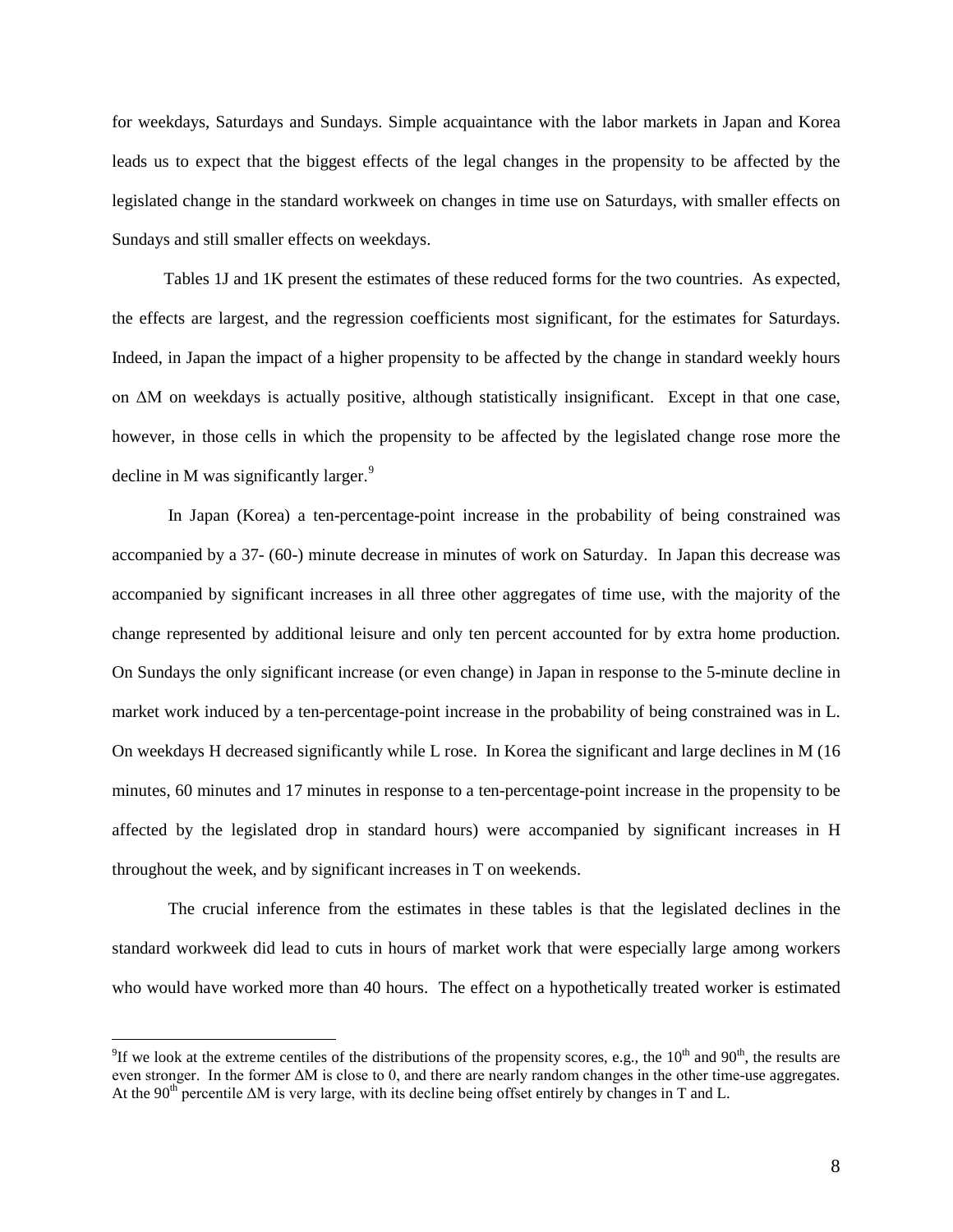for weekdays, Saturdays and Sundays. Simple acquaintance with the labor markets in Japan and Korea leads us to expect that the biggest effects of the legal changes in the propensity to be affected by the legislated change in the standard workweek on changes in time use on Saturdays, with smaller effects on Sundays and still smaller effects on weekdays.

Tables 1J and 1K present the estimates of these reduced forms for the two countries. As expected, the effects are largest, and the regression coefficients most significant, for the estimates for Saturdays. Indeed, in Japan the impact of a higher propensity to be affected by the change in standard weekly hours on ΔM on weekdays is actually positive, although statistically insignificant. Except in that one case, however, in those cells in which the propensity to be affected by the legislated change rose more the decline in M was significantly larger.[9]

In Japan (Korea) a ten-percentage-point increase in the probability of being constrained was accompanied by a 37- (60-) minute decrease in minutes of work on Saturday. In Japan this decrease was accompanied by significant increases in all three other aggregates of time use, with the majority of the change represented by additional leisure and only ten percent accounted for by extra home production. On Sundays the only significant increase (or even change) in Japan in response to the 5-minute decline in market work induced by a ten-percentage-point increase in the probability of being constrained was in L. On weekdays H decreased significantly while L rose. In Korea the significant and large declines in M (16 minutes, 60 minutes and 17 minutes in response to a ten-percentage-point increase in the propensity to be affected by the legislated drop in standard hours) were accompanied by significant increases in H throughout the week, and by significant increases in T on weekends.

The crucial inference from the estimates in these tables is that the legislated declines in the standard workweek did lead to cuts in hours of market work that were especially large among workers who would have worked more than 40 hours. The effect on a hypothetically treated worker is estimated

[9]If we look at the extreme centiles of the distributions of the propensity scores, e.g., the 10th and 90th, the results are even stronger. In the former ΔM is close to 0, and there are nearly random changes in the other time-use aggregates. At the 90th percentile ΔM is very large, with its decline being offset entirely by changes in T and L.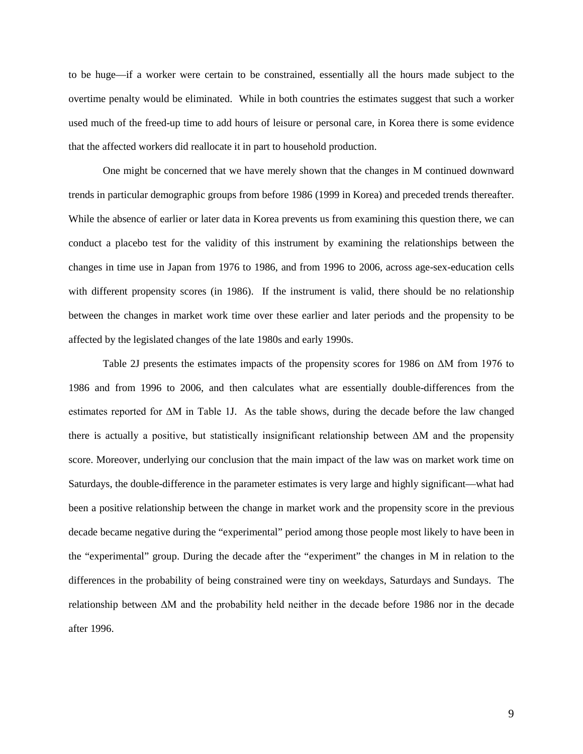to be huge—if a worker were certain to be constrained, essentially all the hours made subject to the overtime penalty would be eliminated. While in both countries the estimates suggest that such a worker used much of the freed-up time to add hours of leisure or personal care, in Korea there is some evidence that the affected workers did reallocate it in part to household production.

One might be concerned that we have merely shown that the changes in M continued downward trends in particular demographic groups from before 1986 (1999 in Korea) and preceded trends thereafter. While the absence of earlier or later data in Korea prevents us from examining this question there, we can conduct a placebo test for the validity of this instrument by examining the relationships between the changes in time use in Japan from 1976 to 1986, and from 1996 to 2006, across age-sex-education cells with different propensity scores (in 1986). If the instrument is valid, there should be no relationship between the changes in market work time over these earlier and later periods and the propensity to be affected by the legislated changes of the late 1980s and early 1990s.

Table 2J presents the estimates impacts of the propensity scores for 1986 on ΔM from 1976 to 1986 and from 1996 to 2006, and then calculates what are essentially double-differences from the estimates reported for ΔM in Table 1J. As the table shows, during the decade before the law changed there is actually a positive, but statistically insignificant relationship between ΔM and the propensity score. Moreover, underlying our conclusion that the main impact of the law was on market work time on Saturdays, the double-difference in the parameter estimates is very large and highly significant—what had been a positive relationship between the change in market work and the propensity score in the previous decade became negative during the "experimental" period among those people most likely to have been in the "experimental" group. During the decade after the "experiment" the changes in M in relation to the differences in the probability of being constrained were tiny on weekdays, Saturdays and Sundays. The relationship between ΔM and the probability held neither in the decade before 1986 nor in the decade after 1996.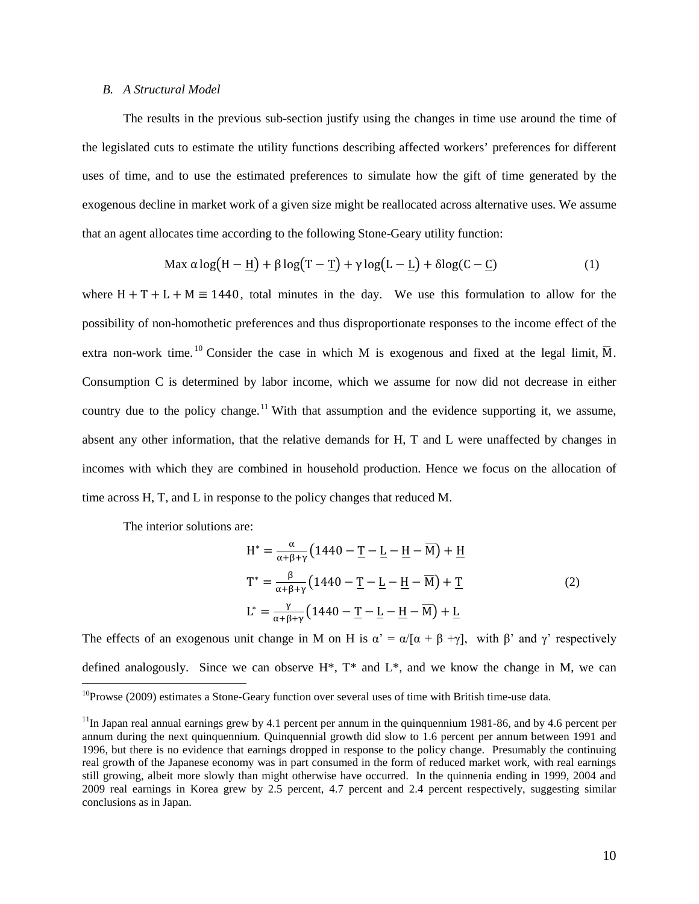### *B. A Structural Model*

The results in the previous sub-section justify using the changes in time use around the time of the legislated cuts to estimate the utility functions describing affected workers' preferences for different uses of time, and to use the estimated preferences to simulate how the gift of time generated by the exogenous decline in market work of a given size might be reallocated across alternative uses. We assume that an agent allocates time according to the following Stone-Geary utility function:

$$\text{Max } \alpha \log(H - \underline{H}) + \beta \log(T - \underline{T}) + \gamma \log(L - \underline{L}) + \delta \log(C - \underline{C}) \tag{1}$$

where $H + T + L + M \equiv 1440$, total minutes in the day. We use this formulation to allow for the possibility of non-homothetic preferences and thus disproportionate responses to the income effect of the extra non-work time.[10] Consider the case in which M is exogenous and fixed at the legal limit, $\overline{M}$. Consumption C is determined by labor income, which we assume for now did not decrease in either country due to the policy change.[11] With that assumption and the evidence supporting it, we assume, absent any other information, that the relative demands for H, T and L were unaffected by changes in incomes with which they are combined in household production. Hence we focus on the allocation of time across H, T, and L in response to the policy changes that reduced M.

The interior solutions are:

$$\begin{aligned}
H^* &= \frac{\alpha}{\alpha+\beta+\gamma}\left(1440 - \underline{T} - \underline{L} - \underline{H} - \overline{M}\right) + \underline{H} \\
T^* &= \frac{\beta}{\alpha+\beta+\gamma}\left(1440 - \underline{T} - \underline{L} - \underline{H} - \overline{M}\right) + \underline{T} \\
L^* &= \frac{\gamma}{\alpha+\beta+\gamma}\left(1440 - \underline{T} - \underline{L} - \underline{H} - \overline{M}\right) + \underline{L}
\end{aligned} \tag{2}$$

The effects of an exogenous unit change in M on H is $\alpha' = \alpha/[\alpha + \beta + \gamma]$, with $\beta'$ and $\gamma'$ respectively defined analogously. Since we can observe $H^*$, $T^*$ and $L^*$, and we know the change in M, we can

---

[10] Prowse (2009) estimates a Stone-Geary function over several uses of time with British time-use data.

[11] In Japan real annual earnings grew by 4.1 percent per annum in the quinquennium 1981-86, and by 4.6 percent per annum during the next quinquennium. Quinquennial growth did slow to 1.6 percent per annum between 1991 and 1996, but there is no evidence that earnings dropped in response to the policy change. Presumably the continuing real growth of the Japanese economy was in part consumed in the form of reduced market work, with real earnings still growing, albeit more slowly than might otherwise have occurred. In the quinnenia ending in 1999, 2004 and 2009 real earnings in Korea grew by 2.5 percent, 4.7 percent and 2.4 percent respectively, suggesting similar conclusions as in Japan.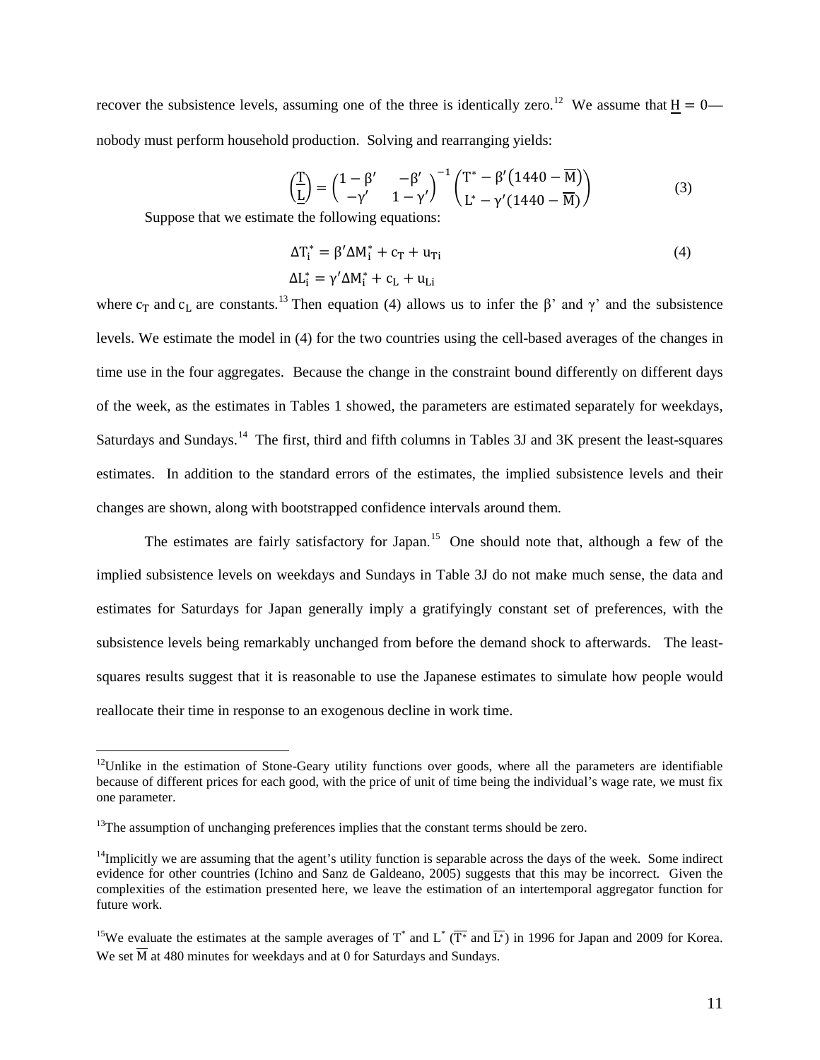recover the subsistence levels, assuming one of the three is identically zero.[12] We assume that $\underline{H} = 0$—nobody must perform household production. Solving and rearranging yields:

$$\begin{pmatrix} \underline{T} \\ \underline{L} \end{pmatrix} = \begin{pmatrix} 1-\beta' & -\beta' \\ -\gamma' & 1-\gamma' \end{pmatrix}^{-1} \begin{pmatrix} T^* - \beta'(1440 - \overline{M}) \\ L^* - \gamma'(1440 - \overline{M}) \end{pmatrix} \tag{3}$$

Suppose that we estimate the following equations:

$$\begin{aligned} \Delta T_i^* &= \beta' \Delta M_i^* + c_T + u_{Ti} \\ \Delta L_i^* &= \gamma' \Delta M_i^* + c_L + u_{Li} \end{aligned} \tag{4}$$

where $c_T$ and $c_L$ are constants.[13] Then equation (4) allows us to infer the β' and γ' and the subsistence levels. We estimate the model in (4) for the two countries using the cell-based averages of the changes in time use in the four aggregates. Because the change in the constraint bound differently on different days of the week, as the estimates in Tables 1 showed, the parameters are estimated separately for weekdays, Saturdays and Sundays.[14] The first, third and fifth columns in Tables 3J and 3K present the least-squares estimates. In addition to the standard errors of the estimates, the implied subsistence levels and their changes are shown, along with bootstrapped confidence intervals around them.

The estimates are fairly satisfactory for Japan.[15] One should note that, although a few of the implied subsistence levels on weekdays and Sundays in Table 3J do not make much sense, the data and estimates for Saturdays for Japan generally imply a gratifyingly constant set of preferences, with the subsistence levels being remarkably unchanged from before the demand shock to afterwards. The least-squares results suggest that it is reasonable to use the Japanese estimates to simulate how people would reallocate their time in response to an exogenous decline in work time.

---

[12]Unlike in the estimation of Stone-Geary utility functions over goods, where all the parameters are identifiable because of different prices for each good, with the price of unit of time being the individual's wage rate, we must fix one parameter.

[13]The assumption of unchanging preferences implies that the constant terms should be zero.

[14]Implicitly we are assuming that the agent's utility function is separable across the days of the week. Some indirect evidence for other countries (Ichino and Sanz de Galdeano, 2005) suggests that this may be incorrect. Given the complexities of the estimation presented here, we leave the estimation of an intertemporal aggregator function for future work.

[15]We evaluate the estimates at the sample averages of $T^*$ and $L^*$ ($\overline{T^*}$ and $\overline{L^*}$) in 1996 for Japan and 2009 for Korea. We set $\overline{M}$ at 480 minutes for weekdays and at 0 for Saturdays and Sundays.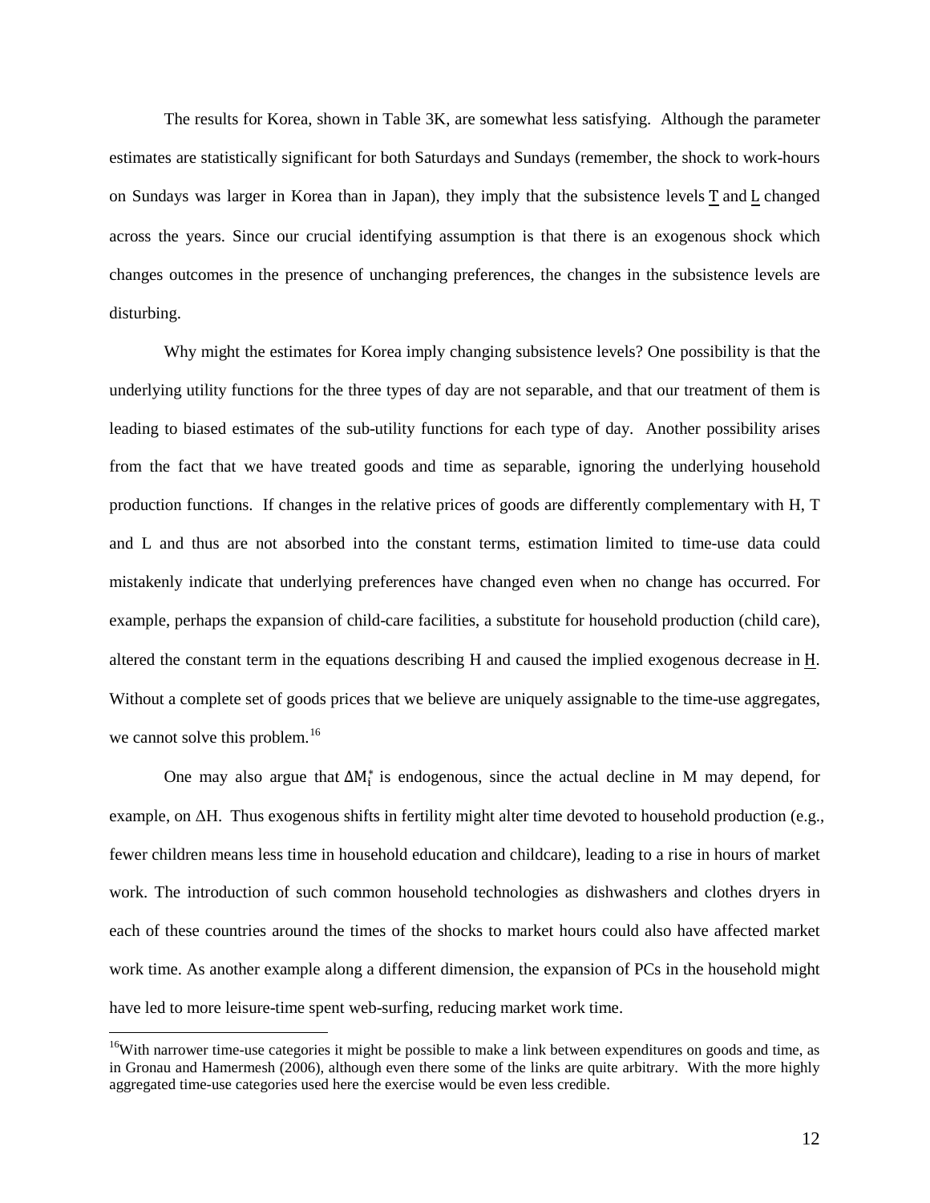The results for Korea, shown in Table 3K, are somewhat less satisfying. Although the parameter estimates are statistically significant for both Saturdays and Sundays (remember, the shock to work-hours on Sundays was larger in Korea than in Japan), they imply that the subsistence levels $\underline{T}$ and $\underline{L}$ changed across the years. Since our crucial identifying assumption is that there is an exogenous shock which changes outcomes in the presence of unchanging preferences, the changes in the subsistence levels are disturbing.

Why might the estimates for Korea imply changing subsistence levels? One possibility is that the underlying utility functions for the three types of day are not separable, and that our treatment of them is leading to biased estimates of the sub-utility functions for each type of day. Another possibility arises from the fact that we have treated goods and time as separable, ignoring the underlying household production functions. If changes in the relative prices of goods are differently complementary with H, T and L and thus are not absorbed into the constant terms, estimation limited to time-use data could mistakenly indicate that underlying preferences have changed even when no change has occurred. For example, perhaps the expansion of child-care facilities, a substitute for household production (child care), altered the constant term in the equations describing H and caused the implied exogenous decrease in $\underline{H}$. Without a complete set of goods prices that we believe are uniquely assignable to the time-use aggregates, we cannot solve this problem.[16]

One may also argue that $\Delta M_i^*$ is endogenous, since the actual decline in M may depend, for example, on $\Delta H$. Thus exogenous shifts in fertility might alter time devoted to household production (e.g., fewer children means less time in household education and childcare), leading to a rise in hours of market work. The introduction of such common household technologies as dishwashers and clothes dryers in each of these countries around the times of the shocks to market hours could also have affected market work time. As another example along a different dimension, the expansion of PCs in the household might have led to more leisure-time spent web-surfing, reducing market work time.

[16]With narrower time-use categories it might be possible to make a link between expenditures on goods and time, as in Gronau and Hamermesh (2006), although even there some of the links are quite arbitrary. With the more highly aggregated time-use categories used here the exercise would be even less credible.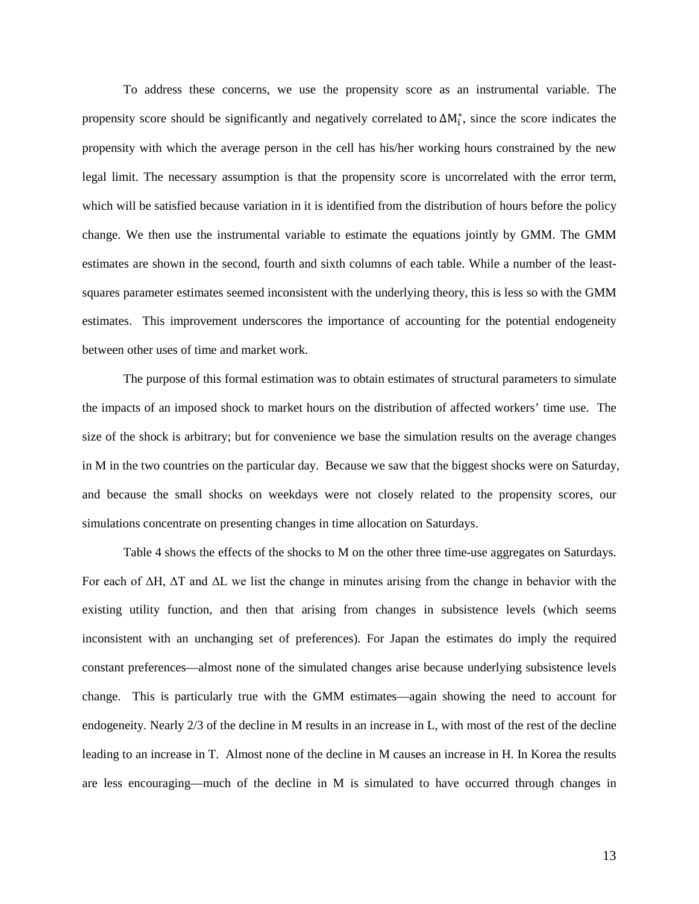To address these concerns, we use the propensity score as an instrumental variable. The propensity score should be significantly and negatively correlated to $\Delta M_i^*$, since the score indicates the propensity with which the average person in the cell has his/her working hours constrained by the new legal limit. The necessary assumption is that the propensity score is uncorrelated with the error term, which will be satisfied because variation in it is identified from the distribution of hours before the policy change. We then use the instrumental variable to estimate the equations jointly by GMM. The GMM estimates are shown in the second, fourth and sixth columns of each table. While a number of the least-squares parameter estimates seemed inconsistent with the underlying theory, this is less so with the GMM estimates. This improvement underscores the importance of accounting for the potential endogeneity between other uses of time and market work.

The purpose of this formal estimation was to obtain estimates of structural parameters to simulate the impacts of an imposed shock to market hours on the distribution of affected workers' time use. The size of the shock is arbitrary; but for convenience we base the simulation results on the average changes in M in the two countries on the particular day. Because we saw that the biggest shocks were on Saturday, and because the small shocks on weekdays were not closely related to the propensity scores, our simulations concentrate on presenting changes in time allocation on Saturdays.

Table 4 shows the effects of the shocks to M on the other three time-use aggregates on Saturdays. For each of $\Delta H$, $\Delta T$ and $\Delta L$ we list the change in minutes arising from the change in behavior with the existing utility function, and then that arising from changes in subsistence levels (which seems inconsistent with an unchanging set of preferences). For Japan the estimates do imply the required constant preferences—almost none of the simulated changes arise because underlying subsistence levels change. This is particularly true with the GMM estimates—again showing the need to account for endogeneity. Nearly 2/3 of the decline in M results in an increase in L, with most of the rest of the decline leading to an increase in T. Almost none of the decline in M causes an increase in H. In Korea the results are less encouraging—much of the decline in M is simulated to have occurred through changes in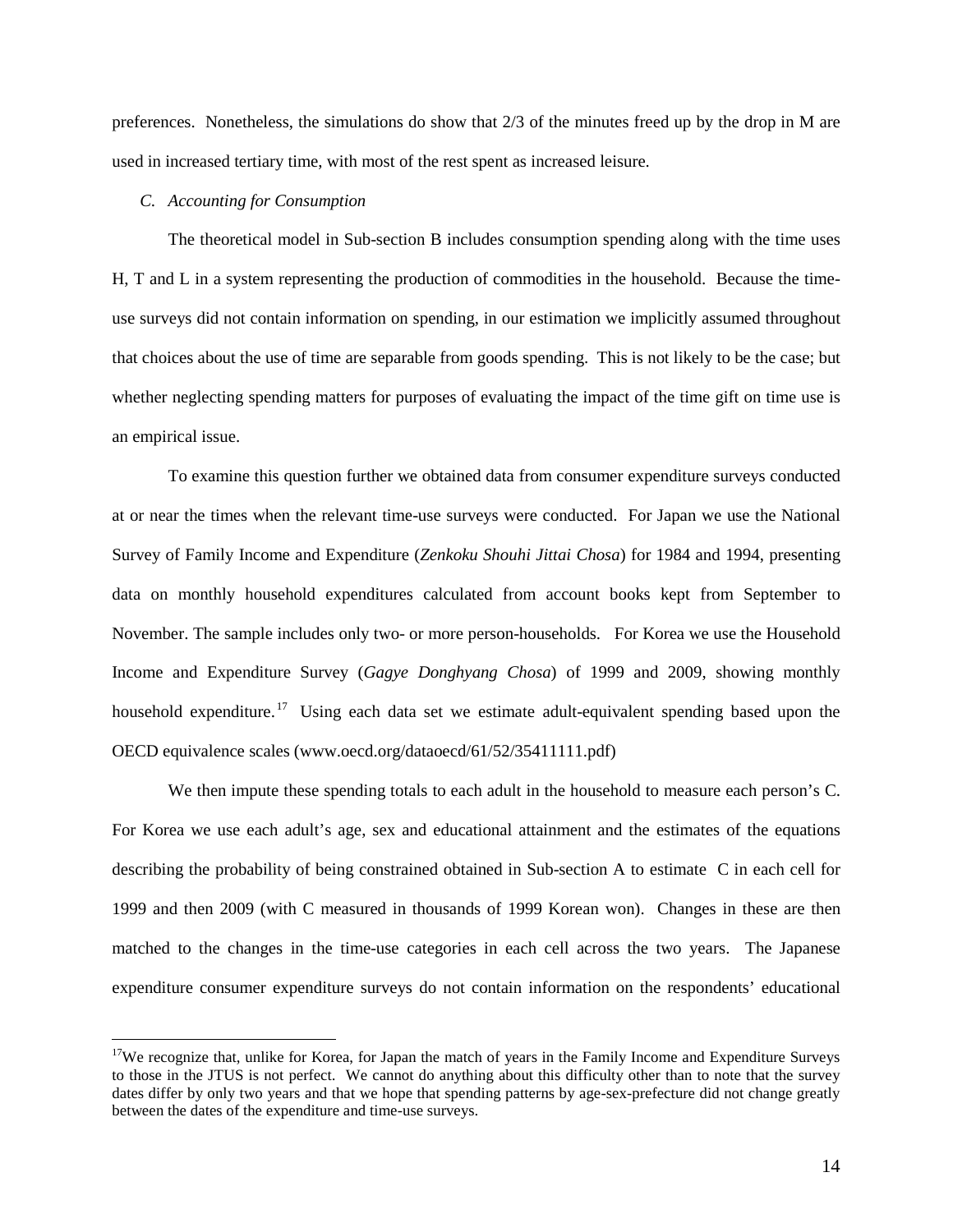preferences. Nonetheless, the simulations do show that 2/3 of the minutes freed up by the drop in M are used in increased tertiary time, with most of the rest spent as increased leisure.

### *C. Accounting for Consumption*

The theoretical model in Sub-section B includes consumption spending along with the time uses H, T and L in a system representing the production of commodities in the household. Because the time-use surveys did not contain information on spending, in our estimation we implicitly assumed throughout that choices about the use of time are separable from goods spending. This is not likely to be the case; but whether neglecting spending matters for purposes of evaluating the impact of the time gift on time use is an empirical issue.

To examine this question further we obtained data from consumer expenditure surveys conducted at or near the times when the relevant time-use surveys were conducted. For Japan we use the National Survey of Family Income and Expenditure (*Zenkoku Shouhi Jittai Chosa*) for 1984 and 1994, presenting data on monthly household expenditures calculated from account books kept from September to November. The sample includes only two- or more person-households. For Korea we use the Household Income and Expenditure Survey (*Gagye Donghyang Chosa*) of 1999 and 2009, showing monthly household expenditure.[17] Using each data set we estimate adult-equivalent spending based upon the OECD equivalence scales (www.oecd.org/dataoecd/61/52/35411111.pdf)

We then impute these spending totals to each adult in the household to measure each person's C. For Korea we use each adult's age, sex and educational attainment and the estimates of the equations describing the probability of being constrained obtained in Sub-section A to estimate C in each cell for 1999 and then 2009 (with C measured in thousands of 1999 Korean won). Changes in these are then matched to the changes in the time-use categories in each cell across the two years. The Japanese expenditure consumer expenditure surveys do not contain information on the respondents' educational

[17] We recognize that, unlike for Korea, for Japan the match of years in the Family Income and Expenditure Surveys to those in the JTUS is not perfect. We cannot do anything about this difficulty other than to note that the survey dates differ by only two years and that we hope that spending patterns by age-sex-prefecture did not change greatly between the dates of the expenditure and time-use surveys.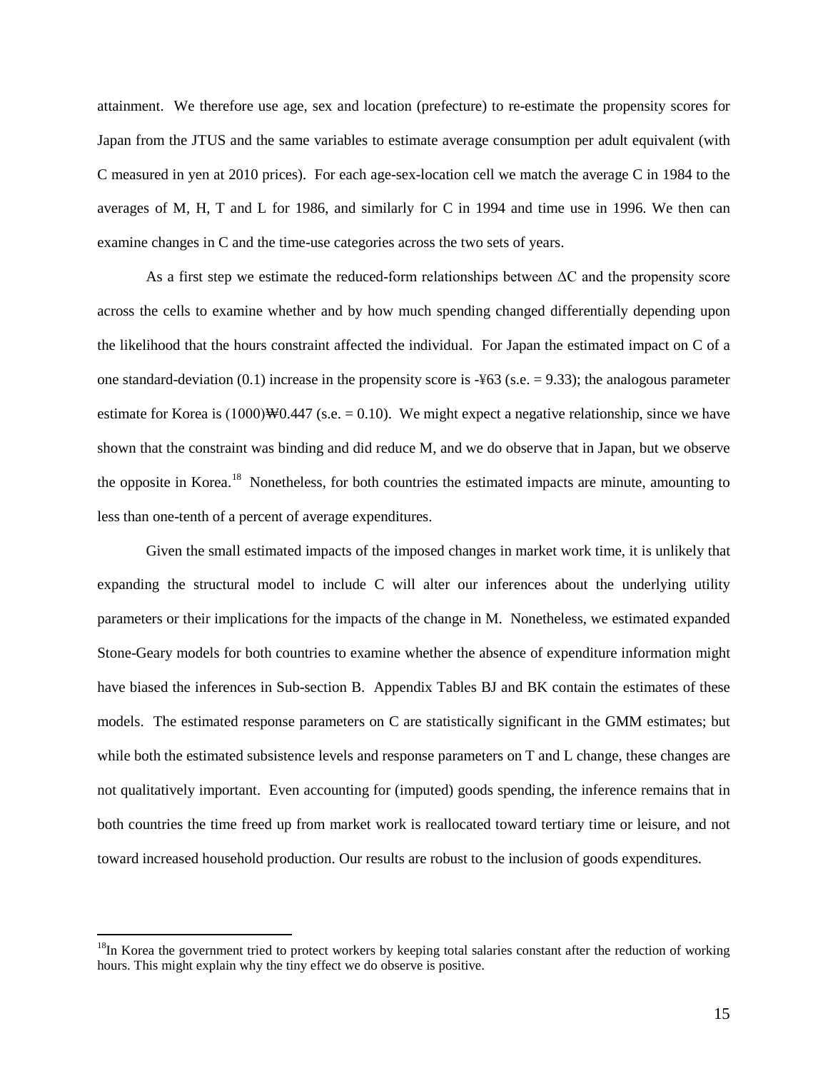attainment. We therefore use age, sex and location (prefecture) to re-estimate the propensity scores for Japan from the JTUS and the same variables to estimate average consumption per adult equivalent (with C measured in yen at 2010 prices). For each age-sex-location cell we match the average C in 1984 to the averages of M, H, T and L for 1986, and similarly for C in 1994 and time use in 1996. We then can examine changes in C and the time-use categories across the two sets of years.

As a first step we estimate the reduced-form relationships between $\Delta C$ and the propensity score across the cells to examine whether and by how much spending changed differentially depending upon the likelihood that the hours constraint affected the individual. For Japan the estimated impact on C of a one standard-deviation (0.1) increase in the propensity score is -¥63 (s.e. = 9.33); the analogous parameter estimate for Korea is (1000)₩0.447 (s.e. = 0.10). We might expect a negative relationship, since we have shown that the constraint was binding and did reduce M, and we do observe that in Japan, but we observe the opposite in Korea.[18] Nonetheless, for both countries the estimated impacts are minute, amounting to less than one-tenth of a percent of average expenditures.

Given the small estimated impacts of the imposed changes in market work time, it is unlikely that expanding the structural model to include C will alter our inferences about the underlying utility parameters or their implications for the impacts of the change in M. Nonetheless, we estimated expanded Stone-Geary models for both countries to examine whether the absence of expenditure information might have biased the inferences in Sub-section B. Appendix Tables BJ and BK contain the estimates of these models. The estimated response parameters on C are statistically significant in the GMM estimates; but while both the estimated subsistence levels and response parameters on T and L change, these changes are not qualitatively important. Even accounting for (imputed) goods spending, the inference remains that in both countries the time freed up from market work is reallocated toward tertiary time or leisure, and not toward increased household production. Our results are robust to the inclusion of goods expenditures.

---

[18]In Korea the government tried to protect workers by keeping total salaries constant after the reduction of working hours. This might explain why the tiny effect we do observe is positive.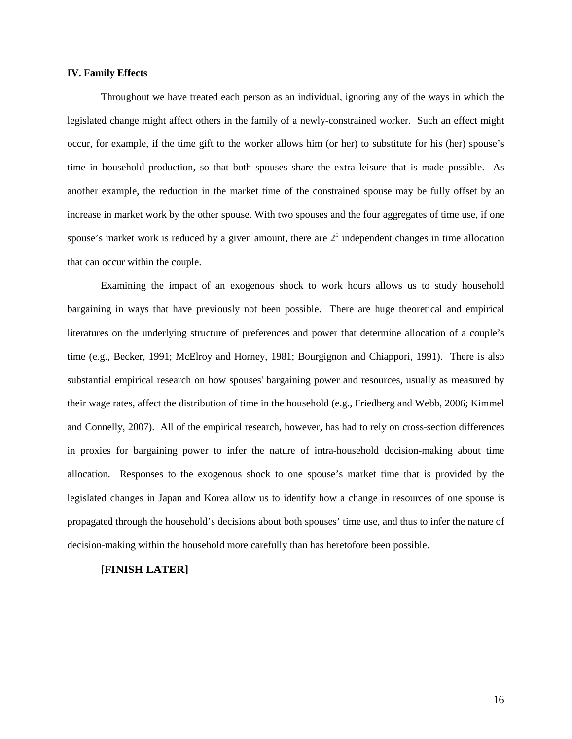## IV. Family Effects

Throughout we have treated each person as an individual, ignoring any of the ways in which the legislated change might affect others in the family of a newly-constrained worker. Such an effect might occur, for example, if the time gift to the worker allows him (or her) to substitute for his (her) spouse's time in household production, so that both spouses share the extra leisure that is made possible. As another example, the reduction in the market time of the constrained spouse may be fully offset by an increase in market work by the other spouse. With two spouses and the four aggregates of time use, if one spouse's market work is reduced by a given amount, there are $2^5$ independent changes in time allocation that can occur within the couple.

Examining the impact of an exogenous shock to work hours allows us to study household bargaining in ways that have previously not been possible. There are huge theoretical and empirical literatures on the underlying structure of preferences and power that determine allocation of a couple's time (e.g., Becker, 1991; McElroy and Horney, 1981; Bourgignon and Chiappori, 1991). There is also substantial empirical research on how spouses' bargaining power and resources, usually as measured by their wage rates, affect the distribution of time in the household (e.g., Friedberg and Webb, 2006; Kimmel and Connelly, 2007). All of the empirical research, however, has had to rely on cross-section differences in proxies for bargaining power to infer the nature of intra-household decision-making about time allocation. Responses to the exogenous shock to one spouse's market time that is provided by the legislated changes in Japan and Korea allow us to identify how a change in resources of one spouse is propagated through the household's decisions about both spouses' time use, and thus to infer the nature of decision-making within the household more carefully than has heretofore been possible.

**[FINISH LATER]**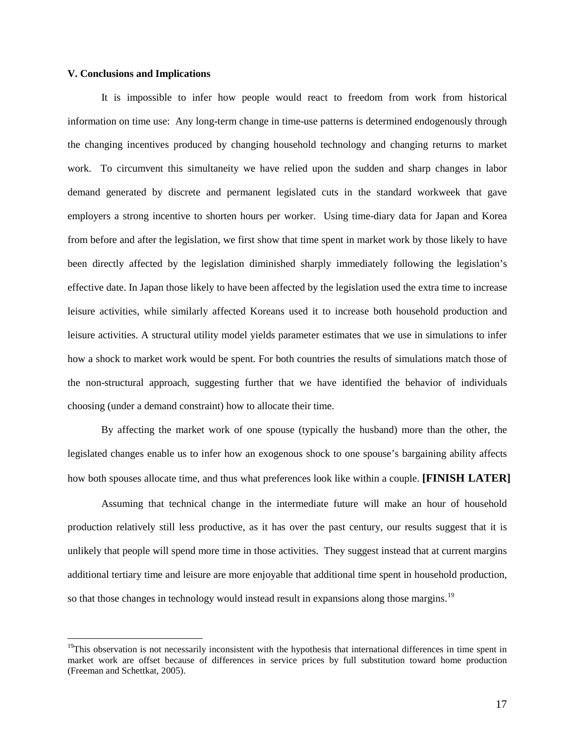**V. Conclusions and Implications**

It is impossible to infer how people would react to freedom from work from historical information on time use: Any long-term change in time-use patterns is determined endogenously through the changing incentives produced by changing household technology and changing returns to market work. To circumvent this simultaneity we have relied upon the sudden and sharp changes in labor demand generated by discrete and permanent legislated cuts in the standard workweek that gave employers a strong incentive to shorten hours per worker. Using time-diary data for Japan and Korea from before and after the legislation, we first show that time spent in market work by those likely to have been directly affected by the legislation diminished sharply immediately following the legislation's effective date. In Japan those likely to have been affected by the legislation used the extra time to increase leisure activities, while similarly affected Koreans used it to increase both household production and leisure activities. A structural utility model yields parameter estimates that we use in simulations to infer how a shock to market work would be spent. For both countries the results of simulations match those of the non-structural approach, suggesting further that we have identified the behavior of individuals choosing (under a demand constraint) how to allocate their time.

By affecting the market work of one spouse (typically the husband) more than the other, the legislated changes enable us to infer how an exogenous shock to one spouse's bargaining ability affects how both spouses allocate time, and thus what preferences look like within a couple. **[FINISH LATER]**

Assuming that technical change in the intermediate future will make an hour of household production relatively still less productive, as it has over the past century, our results suggest that it is unlikely that people will spend more time in those activities. They suggest instead that at current margins additional tertiary time and leisure are more enjoyable that additional time spent in household production, so that those changes in technology would instead result in expansions along those margins.[19]

[19]This observation is not necessarily inconsistent with the hypothesis that international differences in time spent in market work are offset because of differences in service prices by full substitution toward home production (Freeman and Schettkat, 2005).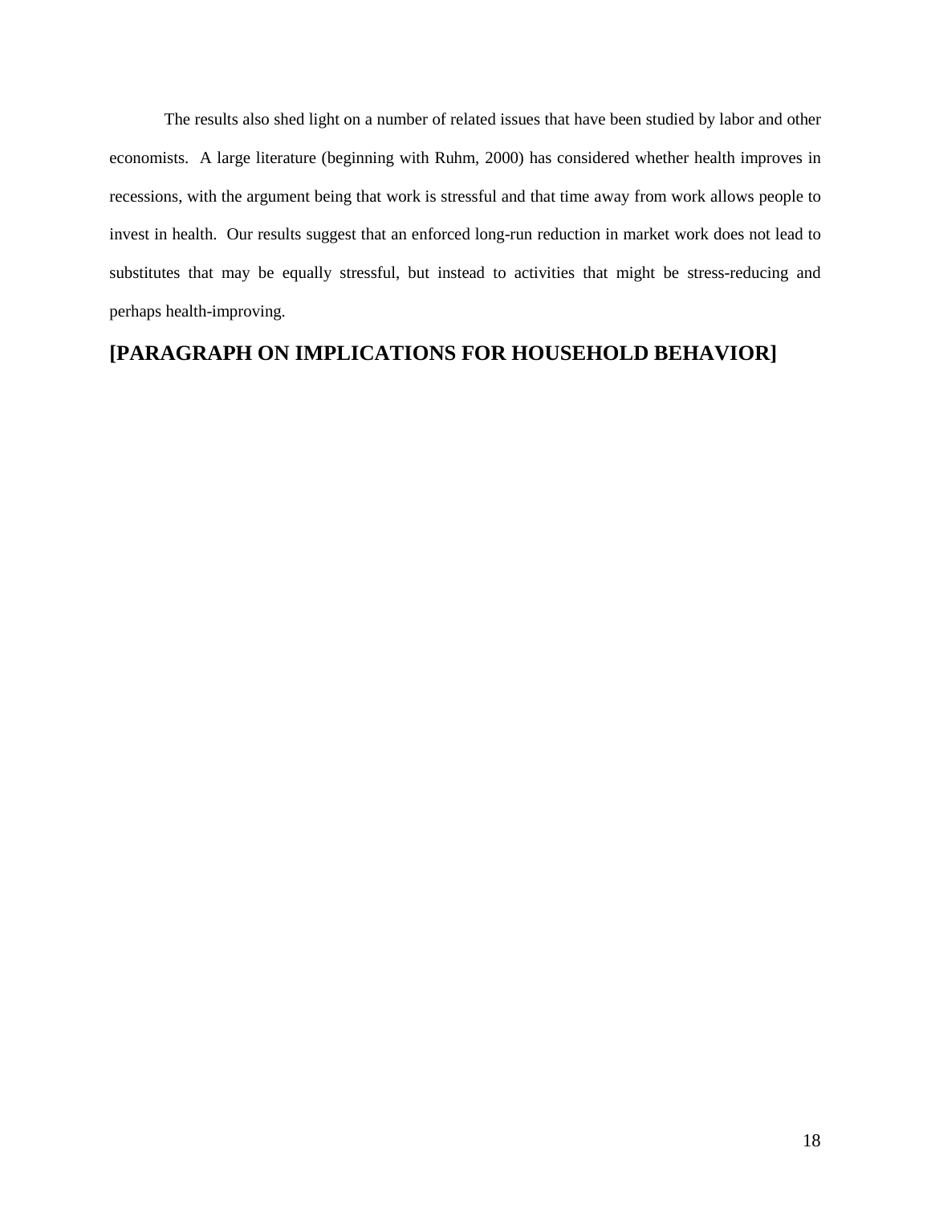The results also shed light on a number of related issues that have been studied by labor and other economists. A large literature (beginning with Ruhm, 2000) has considered whether health improves in recessions, with the argument being that work is stressful and that time away from work allows people to invest in health. Our results suggest that an enforced long-run reduction in market work does not lead to substitutes that may be equally stressful, but instead to activities that might be stress-reducing and perhaps health-improving.

**[PARAGRAPH ON IMPLICATIONS FOR HOUSEHOLD BEHAVIOR]**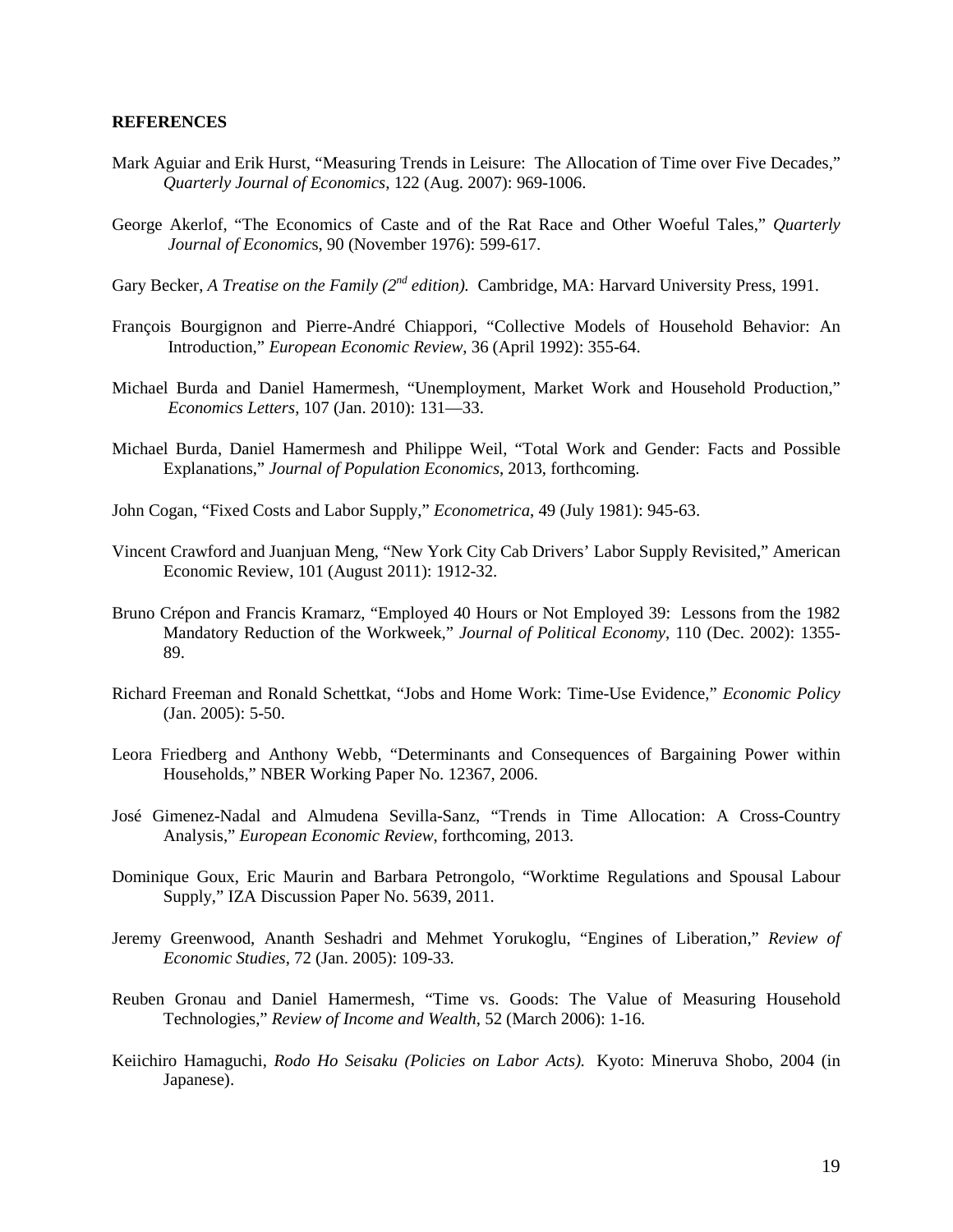**REFERENCES**

Mark Aguiar and Erik Hurst, “Measuring Trends in Leisure: The Allocation of Time over Five Decades,” *Quarterly Journal of Economics*, 122 (Aug. 2007): 969-1006.

George Akerlof, “The Economics of Caste and of the Rat Race and Other Woeful Tales,” *Quarterly Journal of Economics*, 90 (November 1976): 599-617.

Gary Becker, *A Treatise on the Family (2nd edition).* Cambridge, MA: Harvard University Press, 1991.

François Bourgignon and Pierre-André Chiappori, “Collective Models of Household Behavior: An Introduction,” *European Economic Review*, 36 (April 1992): 355-64.

Michael Burda and Daniel Hamermesh, “Unemployment, Market Work and Household Production,” *Economics Letters*, 107 (Jan. 2010): 131—33.

Michael Burda, Daniel Hamermesh and Philippe Weil, “Total Work and Gender: Facts and Possible Explanations,” *Journal of Population Economics*, 2013, forthcoming.

John Cogan, “Fixed Costs and Labor Supply,” *Econometrica*, 49 (July 1981): 945-63.

Vincent Crawford and Juanjuan Meng, “New York City Cab Drivers’ Labor Supply Revisited,” American Economic Review, 101 (August 2011): 1912-32.

Bruno Crépon and Francis Kramarz, “Employed 40 Hours or Not Employed 39: Lessons from the 1982 Mandatory Reduction of the Workweek,” *Journal of Political Economy*, 110 (Dec. 2002): 1355-89.

Richard Freeman and Ronald Schettkat, “Jobs and Home Work: Time-Use Evidence,” *Economic Policy* (Jan. 2005): 5-50.

Leora Friedberg and Anthony Webb, “Determinants and Consequences of Bargaining Power within Households,” NBER Working Paper No. 12367, 2006.

José Gimenez-Nadal and Almudena Sevilla-Sanz, “Trends in Time Allocation: A Cross-Country Analysis,” *European Economic Review*, forthcoming, 2013.

Dominique Goux, Eric Maurin and Barbara Petrongolo, “Worktime Regulations and Spousal Labour Supply,” IZA Discussion Paper No. 5639, 2011.

Jeremy Greenwood, Ananth Seshadri and Mehmet Yorukoglu, “Engines of Liberation,” *Review of Economic Studies*, 72 (Jan. 2005): 109-33.

Reuben Gronau and Daniel Hamermesh, “Time vs. Goods: The Value of Measuring Household Technologies,” *Review of Income and Wealth*, 52 (March 2006): 1-16.

Keiichiro Hamaguchi, *Rodo Ho Seisaku (Policies on Labor Acts).* Kyoto: Mineruva Shobo, 2004 (in Japanese).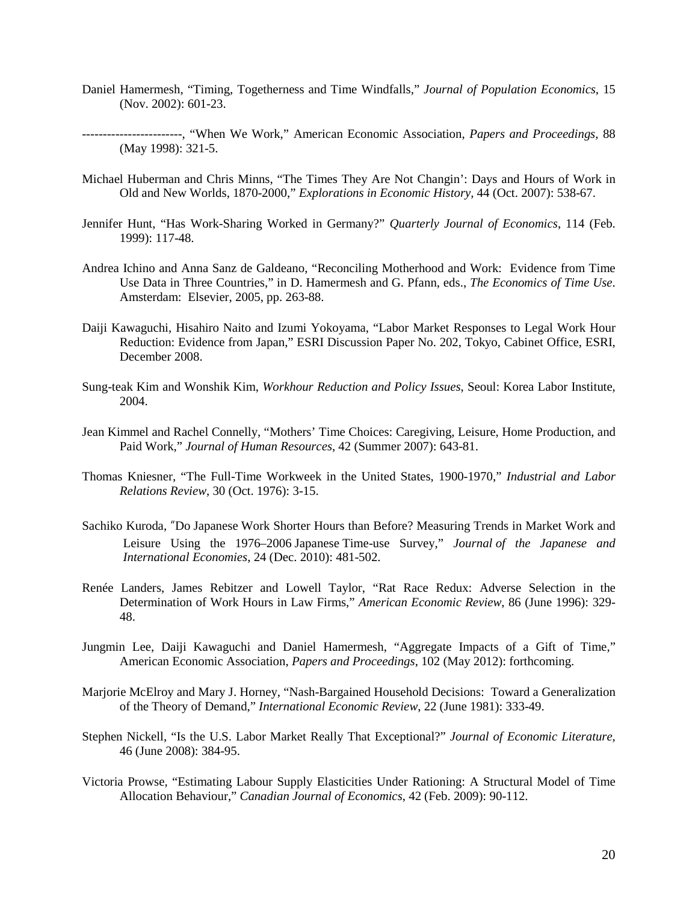Daniel Hamermesh, "Timing, Togetherness and Time Windfalls," *Journal of Population Economics*, 15 (Nov. 2002): 601-23.

------------------------, "When We Work," American Economic Association, *Papers and Proceedings*, 88 (May 1998): 321-5.

Michael Huberman and Chris Minns, "The Times They Are Not Changin': Days and Hours of Work in Old and New Worlds, 1870-2000," *Explorations in Economic History*, 44 (Oct. 2007): 538-67.

Jennifer Hunt, "Has Work-Sharing Worked in Germany?" *Quarterly Journal of Economics*, 114 (Feb. 1999): 117-48.

Andrea Ichino and Anna Sanz de Galdeano, "Reconciling Motherhood and Work: Evidence from Time Use Data in Three Countries," in D. Hamermesh and G. Pfann, eds., *The Economics of Time Use*. Amsterdam: Elsevier, 2005, pp. 263-88.

Daiji Kawaguchi, Hisahiro Naito and Izumi Yokoyama, "Labor Market Responses to Legal Work Hour Reduction: Evidence from Japan," ESRI Discussion Paper No. 202, Tokyo, Cabinet Office, ESRI, December 2008.

Sung-teak Kim and Wonshik Kim, *Workhour Reduction and Policy Issues*, Seoul: Korea Labor Institute, 2004.

Jean Kimmel and Rachel Connelly, "Mothers' Time Choices: Caregiving, Leisure, Home Production, and Paid Work," *Journal of Human Resources*, 42 (Summer 2007): 643-81.

Thomas Kniesner, "The Full-Time Workweek in the United States, 1900-1970," *Industrial and Labor Relations Review*, 30 (Oct. 1976): 3-15.

Sachiko Kuroda, "Do Japanese Work Shorter Hours than Before? Measuring Trends in Market Work and Leisure Using the 1976–2006 Japanese Time-use Survey," *Journal of the Japanese and International Economies*, 24 (Dec. 2010): 481-502.

Renée Landers, James Rebitzer and Lowell Taylor, "Rat Race Redux: Adverse Selection in the Determination of Work Hours in Law Firms," *American Economic Review*, 86 (June 1996): 329-48.

Jungmin Lee, Daiji Kawaguchi and Daniel Hamermesh, "Aggregate Impacts of a Gift of Time," American Economic Association, *Papers and Proceedings*, 102 (May 2012): forthcoming.

Marjorie McElroy and Mary J. Horney, "Nash-Bargained Household Decisions: Toward a Generalization of the Theory of Demand," *International Economic Review*, 22 (June 1981): 333-49.

Stephen Nickell, "Is the U.S. Labor Market Really That Exceptional?" *Journal of Economic Literature*, 46 (June 2008): 384-95.

Victoria Prowse, "Estimating Labour Supply Elasticities Under Rationing: A Structural Model of Time Allocation Behaviour," *Canadian Journal of Economics*, 42 (Feb. 2009): 90-112.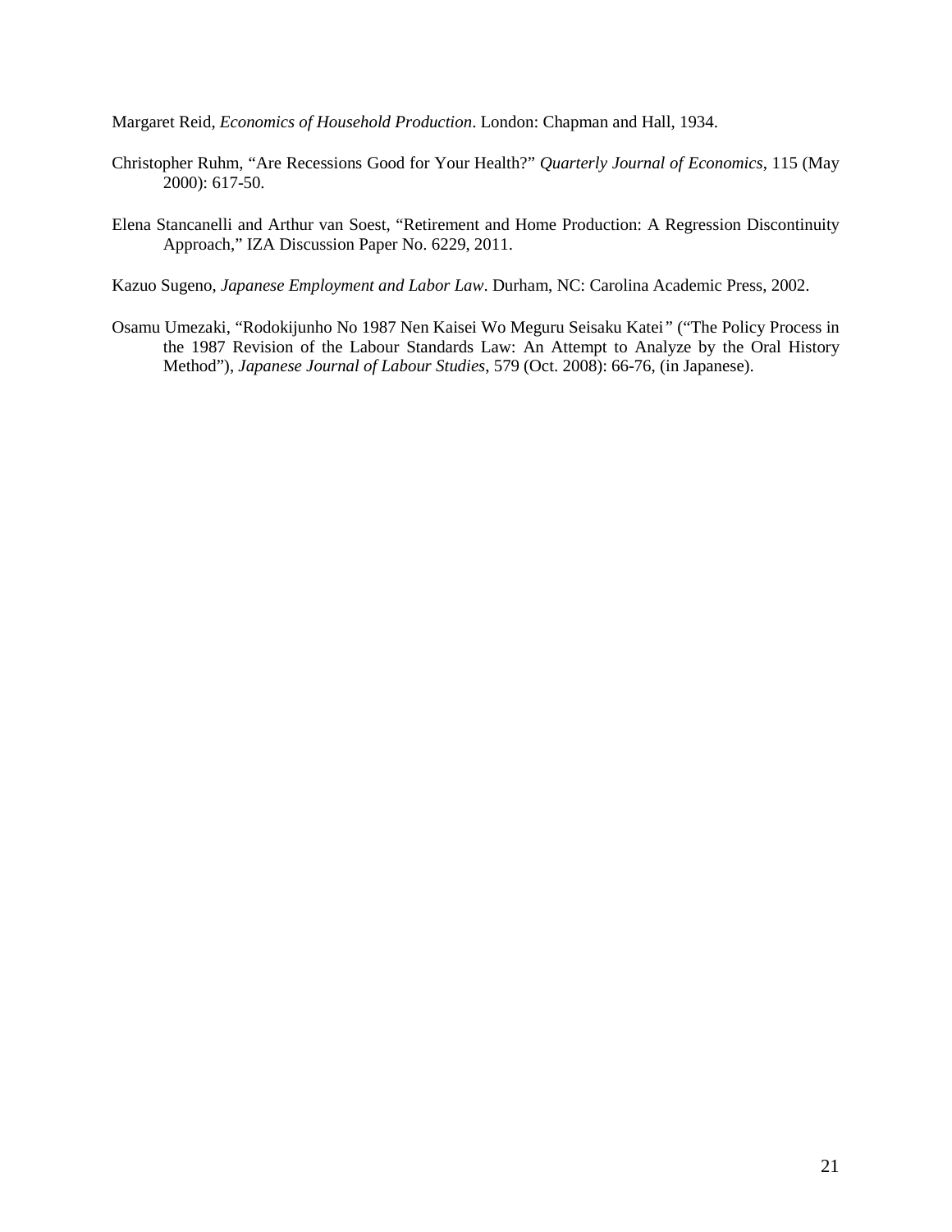Margaret Reid, *Economics of Household Production*. London: Chapman and Hall, 1934.

Christopher Ruhm, "Are Recessions Good for Your Health?" *Quarterly Journal of Economics*, 115 (May 2000): 617-50.

Elena Stancanelli and Arthur van Soest, "Retirement and Home Production: A Regression Discontinuity Approach," IZA Discussion Paper No. 6229, 2011.

Kazuo Sugeno, *Japanese Employment and Labor Law*. Durham, NC: Carolina Academic Press, 2002.

Osamu Umezaki, "Rodokijunho No 1987 Nen Kaisei Wo Meguru Seisaku Katei" ("The Policy Process in the 1987 Revision of the Labour Standards Law: An Attempt to Analyze by the Oral History Method"), *Japanese Journal of Labour Studies*, 579 (Oct. 2008): 66-76, (in Japanese).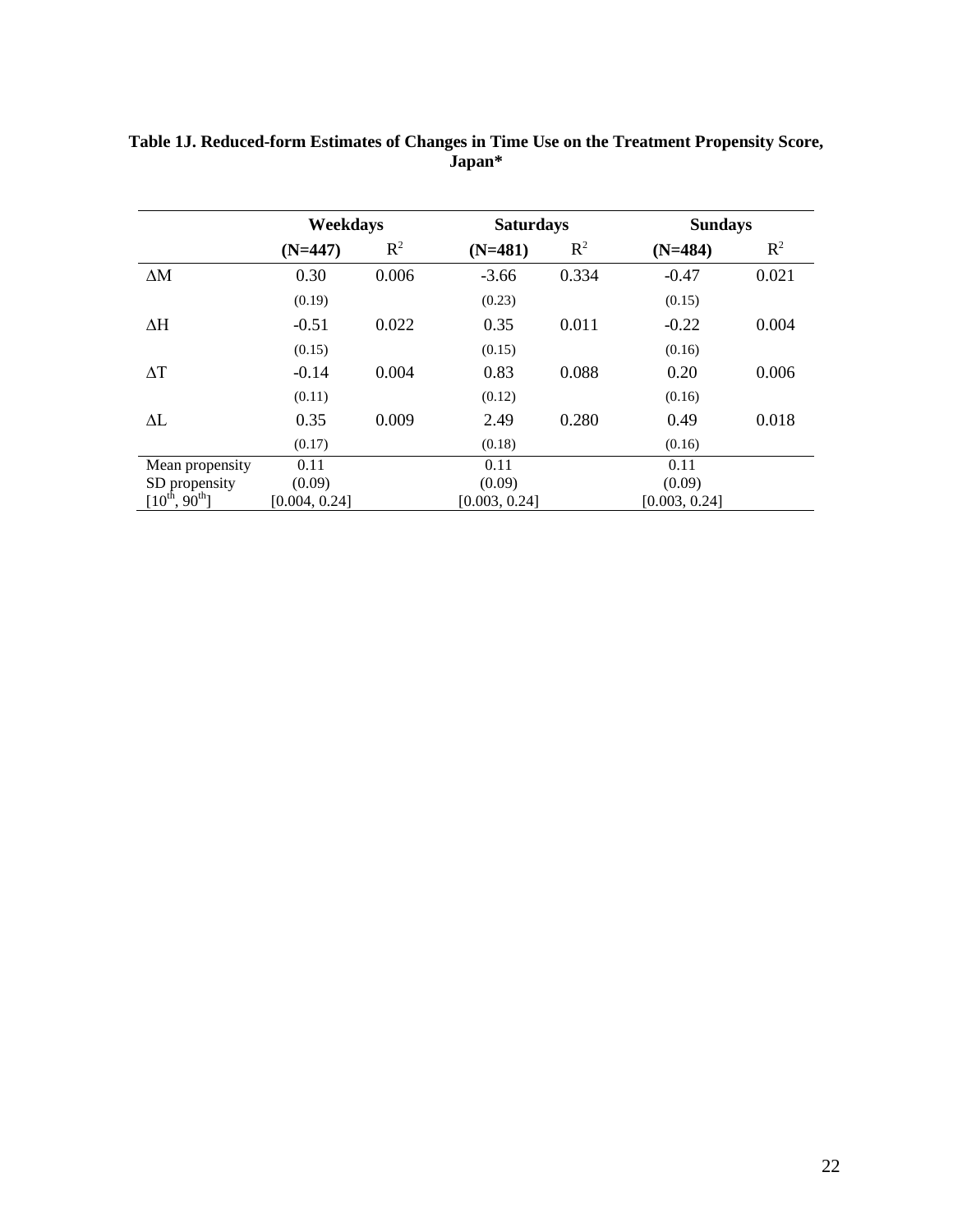**Table 1J. Reduced-form Estimates of Changes in Time Use on the Treatment Propensity Score, Japan***

| | **Weekdays** | | **Saturdays** | | **Sundays** | |
|---|---|---|---|---|---|---|
| | **(N=447)** | $R^2$ | **(N=481)** | $R^2$ | **(N=484)** | $R^2$ |
| $\Delta$M | 0.30 | 0.006 | -3.66 | 0.334 | -0.47 | 0.021 |
| | (0.19) | | (0.23) | | (0.15) | |
| $\Delta$H | -0.51 | 0.022 | 0.35 | 0.011 | -0.22 | 0.004 |
| | (0.15) | | (0.15) | | (0.16) | |
| $\Delta$T | -0.14 | 0.004 | 0.83 | 0.088 | 0.20 | 0.006 |
| | (0.11) | | (0.12) | | (0.16) | |
| $\Delta$L | 0.35 | 0.009 | 2.49 | 0.280 | 0.49 | 0.018 |
| | (0.17) | | (0.18) | | (0.16) | |
| Mean propensity | 0.11 | | 0.11 | | 0.11 | |
| SD propensity | (0.09) | | (0.09) | | (0.09) | |
| [$10^{th}$, $90^{th}$] | [0.004, 0.24] | | [0.003, 0.24] | | [0.003, 0.24] | |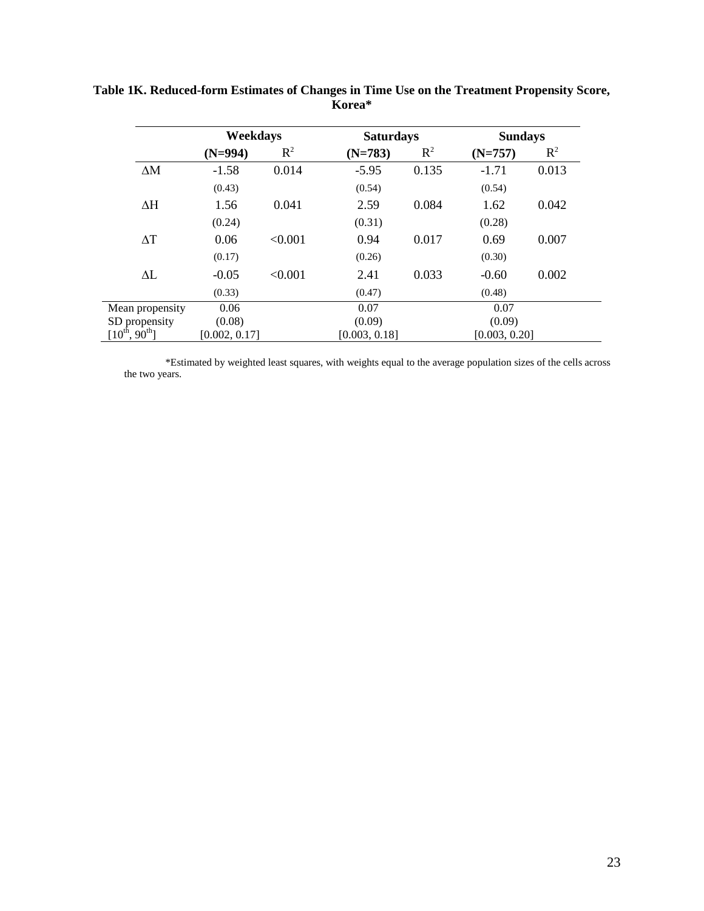**Table 1K. Reduced-form Estimates of Changes in Time Use on the Treatment Propensity Score, Korea***

| | Weekdays | | Saturdays | | Sundays | |
|---|---|---|---|---|---|---|
| | **(N=994)** | $R^2$ | **(N=783)** | $R^2$ | **(N=757)** | $R^2$ |
| ΔM | -1.58 | 0.014 | -5.95 | 0.135 | -1.71 | 0.013 |
| | (0.43) | | (0.54) | | (0.54) | |
| ΔH | 1.56 | 0.041 | 2.59 | 0.084 | 1.62 | 0.042 |
| | (0.24) | | (0.31) | | (0.28) | |
| ΔT | 0.06 | <0.001 | 0.94 | 0.017 | 0.69 | 0.007 |
| | (0.17) | | (0.26) | | (0.30) | |
| ΔL | -0.05 | <0.001 | 2.41 | 0.033 | -0.60 | 0.002 |
| | (0.33) | | (0.47) | | (0.48) | |
| Mean propensity | 0.06 | | 0.07 | | 0.07 | |
| SD propensity | (0.08) | | (0.09) | | (0.09) | |
| [10th, 90th] | [0.002, 0.17] | | [0.003, 0.18] | | [0.003, 0.20] | |

*Estimated by weighted least squares, with weights equal to the average population sizes of the cells across the two years.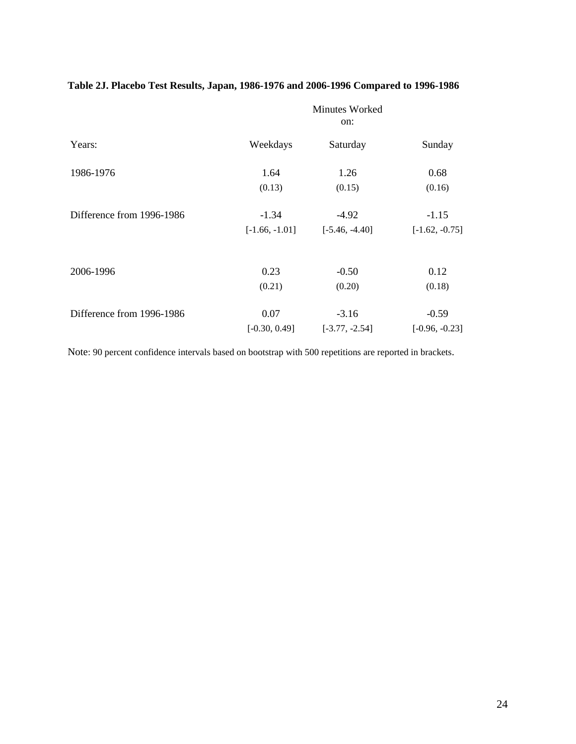**Table 2J. Placebo Test Results, Japan, 1986-1976 and 2006-1996 Compared to 1996-1986**

| | Minutes Worked on: | | |
|---|---|---|---|
| Years: | Weekdays | Saturday | Sunday |
| 1986-1976 | 1.64 | 1.26 | 0.68 |
| | (0.13) | (0.15) | (0.16) |
| Difference from 1996-1986 | -1.34 | -4.92 | -1.15 |
| | [-1.66, -1.01] | [-5.46, -4.40] | [-1.62, -0.75] |
| 2006-1996 | 0.23 | -0.50 | 0.12 |
| | (0.21) | (0.20) | (0.18) |
| Difference from 1996-1986 | 0.07 | -3.16 | -0.59 |
| | [-0.30, 0.49] | [-3.77, -2.54] | [-0.96, -0.23] |

Note: 90 percent confidence intervals based on bootstrap with 500 repetitions are reported in brackets.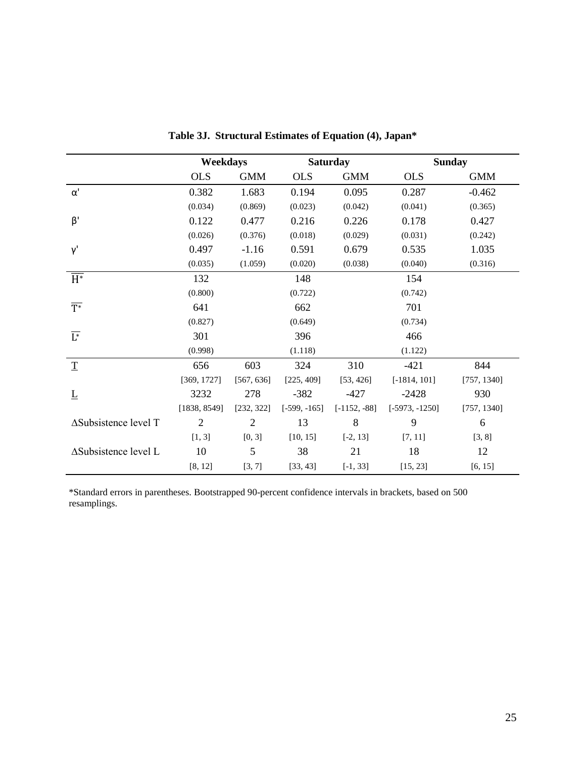**Table 3J. Structural Estimates of Equation (4), Japan***

| | Weekdays | | Saturday | | Sunday | |
|---|---|---|---|---|---|---|
| | OLS | GMM | OLS | GMM | OLS | GMM |
| $\alpha'$ | 0.382 | 1.683 | 0.194 | 0.095 | 0.287 | -0.462 |
| | (0.034) | (0.869) | (0.023) | (0.042) | (0.041) | (0.365) |
| $\beta'$ | 0.122 | 0.477 | 0.216 | 0.226 | 0.178 | 0.427 |
| | (0.026) | (0.376) | (0.018) | (0.029) | (0.031) | (0.242) |
| $\gamma'$ | 0.497 | -1.16 | 0.591 | 0.679 | 0.535 | 1.035 |
| | (0.035) | (1.059) | (0.020) | (0.038) | (0.040) | (0.316) |
| $\overline{H^*}$ | 132 | | 148 | | 154 | |
| | (0.800) | | (0.722) | | (0.742) | |
| $\overline{T^*}$ | 641 | | 662 | | 701 | |
| | (0.827) | | (0.649) | | (0.734) | |
| $\overline{L^*}$ | 301 | | 396 | | 466 | |
| | (0.998) | | (1.118) | | (1.122) | |
| $\underline{T}$ | 656 | 603 | 324 | 310 | -421 | 844 |
| | [369, 1727] | [567, 636] | [225, 409] | [53, 426] | [-1814, 101] | [757, 1340] |
| $\underline{L}$ | 3232 | 278 | -382 | -427 | -2428 | 930 |
| | [1838, 8549] | [232, 322] | [-599, -165] | [-1152, -88] | [-5973, -1250] | [757, 1340] |
| ΔSubsistence level T | 2 | 2 | 13 | 8 | 9 | 6 |
| | [1, 3] | [0, 3] | [10, 15] | [-2, 13] | [7, 11] | [3, 8] |
| ΔSubsistence level L | 10 | 5 | 38 | 21 | 18 | 12 |
| | [8, 12] | [3, 7] | [33, 43] | [-1, 33] | [15, 23] | [6, 15] |

*Standard errors in parentheses. Bootstrapped 90-percent confidence intervals in brackets, based on 500 resamplings.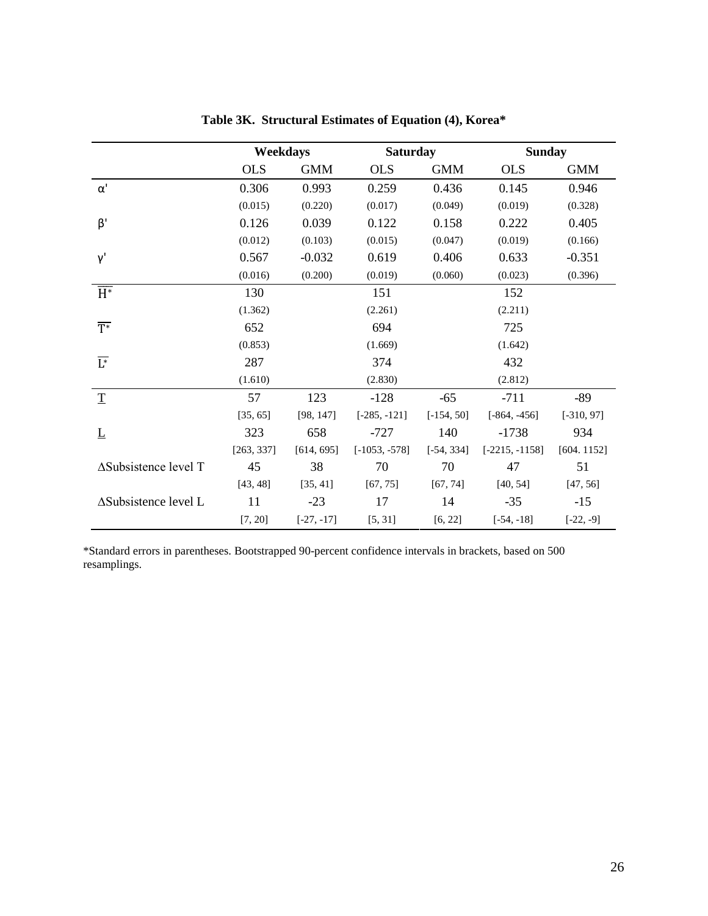**Table 3K. Structural Estimates of Equation (4), Korea***

| | Weekdays | | Saturday | | Sunday | |
|---|---|---|---|---|---|---|
| | OLS | GMM | OLS | GMM | OLS | GMM |
| $\alpha'$ | 0.306 | 0.993 | 0.259 | 0.436 | 0.145 | 0.946 |
| | (0.015) | (0.220) | (0.017) | (0.049) | (0.019) | (0.328) |
| $\beta'$ | 0.126 | 0.039 | 0.122 | 0.158 | 0.222 | 0.405 |
| | (0.012) | (0.103) | (0.015) | (0.047) | (0.019) | (0.166) |
| $\gamma'$ | 0.567 | -0.032 | 0.619 | 0.406 | 0.633 | -0.351 |
| | (0.016) | (0.200) | (0.019) | (0.060) | (0.023) | (0.396) |
| $\overline{H^*}$ | 130 | | 151 | | 152 | |
| | (1.362) | | (2.261) | | (2.211) | |
| $\overline{T^*}$ | 652 | | 694 | | 725 | |
| | (0.853) | | (1.669) | | (1.642) | |
| $\overline{L^*}$ | 287 | | 374 | | 432 | |
| | (1.610) | | (2.830) | | (2.812) | |
| $\underline{T}$ | 57 | 123 | -128 | -65 | -711 | -89 |
| | [35, 65] | [98, 147] | [-285, -121] | [-154, 50] | [-864, -456] | [-310, 97] |
| $\underline{L}$ | 323 | 658 | -727 | 140 | -1738 | 934 |
| | [263, 337] | [614, 695] | [-1053, -578] | [-54, 334] | [-2215, -1158] | [604. 1152] |
| ΔSubsistence level T | 45 | 38 | 70 | 70 | 47 | 51 |
| | [43, 48] | [35, 41] | [67, 75] | [67, 74] | [40, 54] | [47, 56] |
| ΔSubsistence level L | 11 | -23 | 17 | 14 | -35 | -15 |
| | [7, 20] | [-27, -17] | [5, 31] | [6, 22] | [-54, -18] | [-22, -9] |

*Standard errors in parentheses. Bootstrapped 90-percent confidence intervals in brackets, based on 500 resamplings.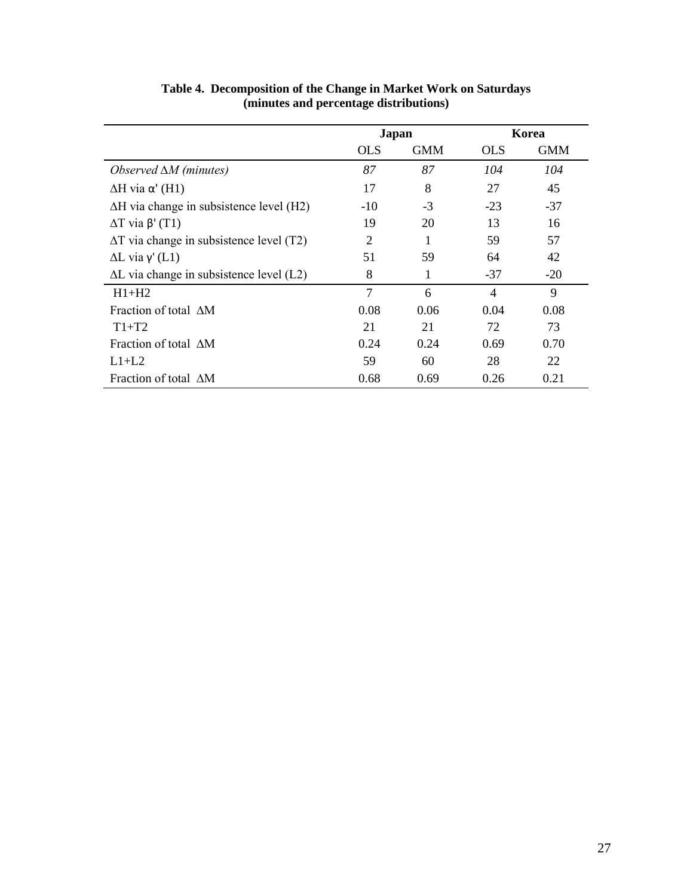**Table 4. Decomposition of the Change in Market Work on Saturdays (minutes and percentage distributions)**

| | Japan | | Korea | |
|---|---|---|---|---|
| | OLS | GMM | OLS | GMM |
| *Observed* $\Delta M$ *(minutes)* | *87* | *87* | *104* | *104* |
| $\Delta$H via $\alpha'$ (H1) | 17 | 8 | 27 | 45 |
| $\Delta$H via change in subsistence level (H2) | -10 | -3 | -23 | -37 |
| $\Delta$T via $\beta'$ (T1) | 19 | 20 | 13 | 16 |
| $\Delta$T via change in subsistence level (T2) | 2 | 1 | 59 | 57 |
| $\Delta$L via $\gamma'$ (L1) | 51 | 59 | 64 | 42 |
| $\Delta$L via change in subsistence level (L2) | 8 | 1 | -37 | -20 |
| H1+H2 | 7 | 6 | 4 | 9 |
| Fraction of total $\Delta$M | 0.08 | 0.06 | 0.04 | 0.08 |
| T1+T2 | 21 | 21 | 72 | 73 |
| Fraction of total $\Delta$M | 0.24 | 0.24 | 0.69 | 0.70 |
| L1+L2 | 59 | 60 | 28 | 22 |
| Fraction of total $\Delta$M | 0.68 | 0.69 | 0.26 | 0.21 |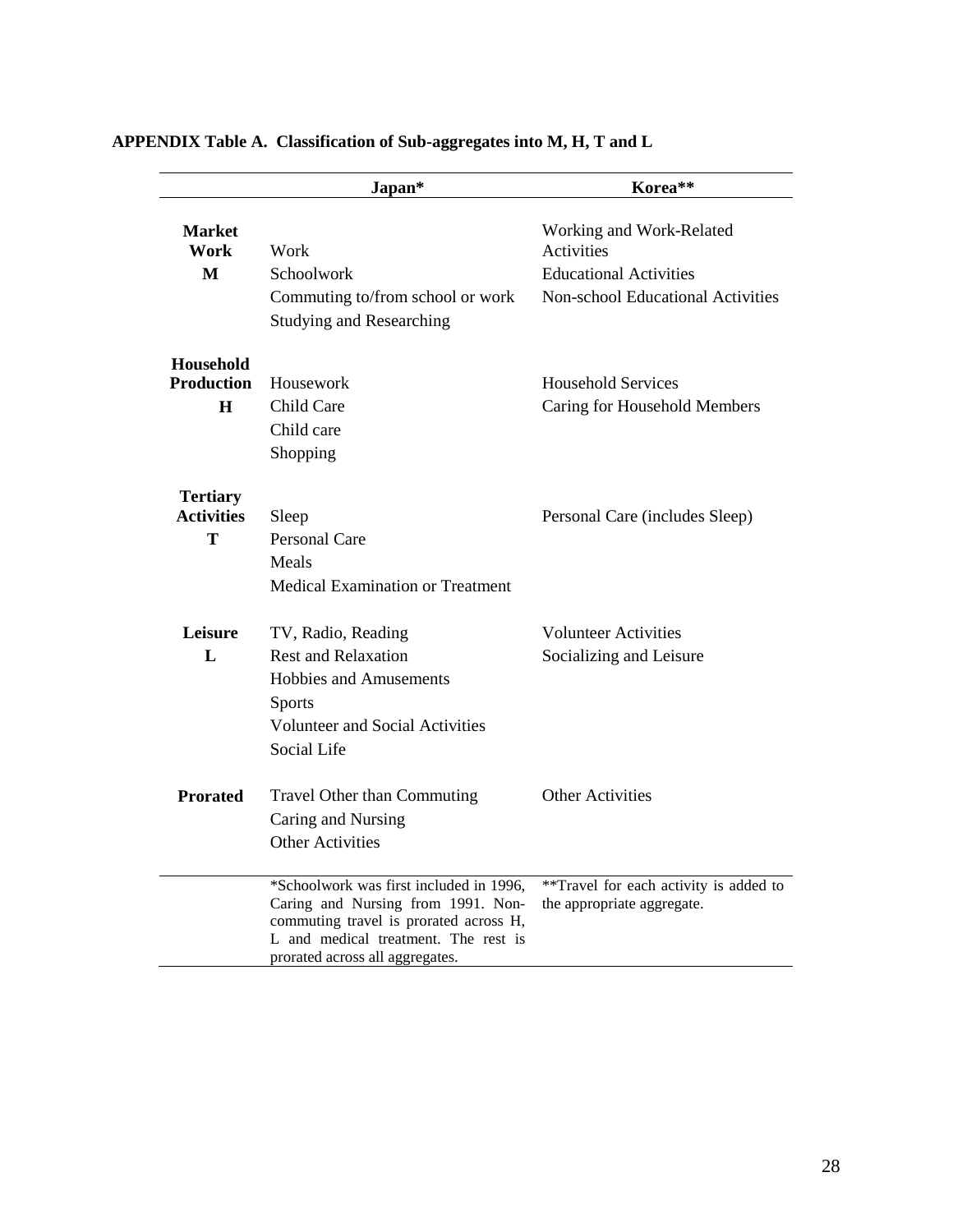**APPENDIX Table A. Classification of Sub-aggregates into M, H, T and L**

| | Japan* | Korea** |
|---|---|---|
| **Market Work M** | Work<br>Schoolwork<br>Commuting to/from school or work<br>Studying and Researching | Working and Work-Related Activities<br>Educational Activities<br>Non-school Educational Activities |
| **Household Production H** | Housework<br>Child Care<br>Child care<br>Shopping | Household Services<br>Caring for Household Members |
| **Tertiary Activities T** | Sleep<br>Personal Care<br>Meals<br>Medical Examination or Treatment | Personal Care (includes Sleep) |
| **Leisure L** | TV, Radio, Reading<br>Rest and Relaxation<br>Hobbies and Amusements<br>Sports<br>Volunteer and Social Activities<br>Social Life | Volunteer Activities<br>Socializing and Leisure |
| **Prorated** | Travel Other than Commuting<br>Caring and Nursing<br>Other Activities | Other Activities |
| | *Schoolwork was first included in 1996, Caring and Nursing from 1991. Non-commuting travel is prorated across H, L and medical treatment. The rest is prorated across all aggregates. | **Travel for each activity is added to the appropriate aggregate. |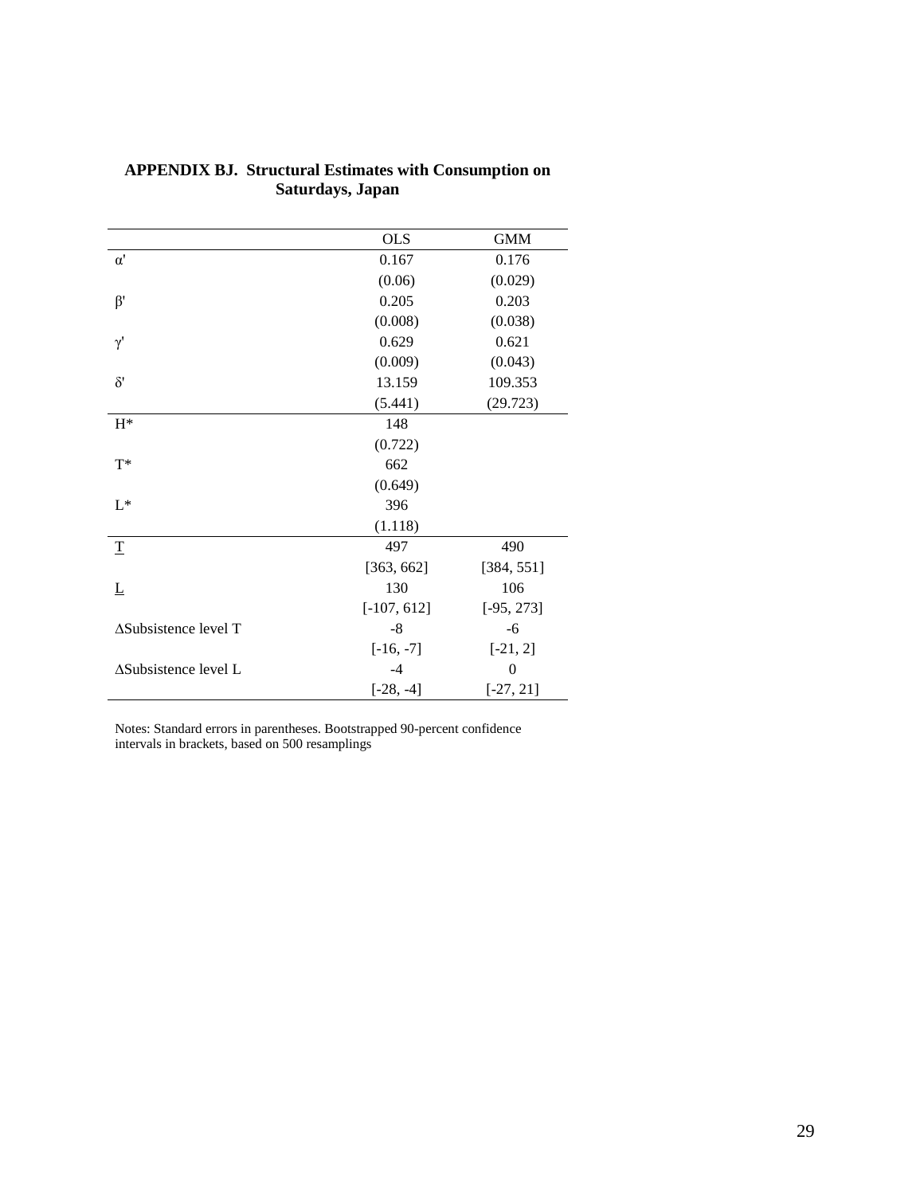**APPENDIX BJ. Structural Estimates with Consumption on Saturdays, Japan**

| | OLS | GMM |
|---|---|---|
| α' | 0.167 | 0.176 |
| | (0.06) | (0.029) |
| β' | 0.205 | 0.203 |
| | (0.008) | (0.038) |
| γ' | 0.629 | 0.621 |
| | (0.009) | (0.043) |
| δ' | 13.159 | 109.353 |
| | (5.441) | (29.723) |
| H* | 148 | |
| | (0.722) | |
| T* | 662 | |
| | (0.649) | |
| L* | 396 | |
| | (1.118) | |
| $\underline{T}$ | 497 | 490 |
| | [363, 662] | [384, 551] |
| $\underline{L}$ | 130 | 106 |
| | [-107, 612] | [-95, 273] |
| ΔSubsistence level T | -8 | -6 |
| | [-16, -7] | [-21, 2] |
| ΔSubsistence level L | -4 | 0 |
| | [-28, -4] | [-27, 21] |

Notes: Standard errors in parentheses. Bootstrapped 90-percent confidence intervals in brackets, based on 500 resamplings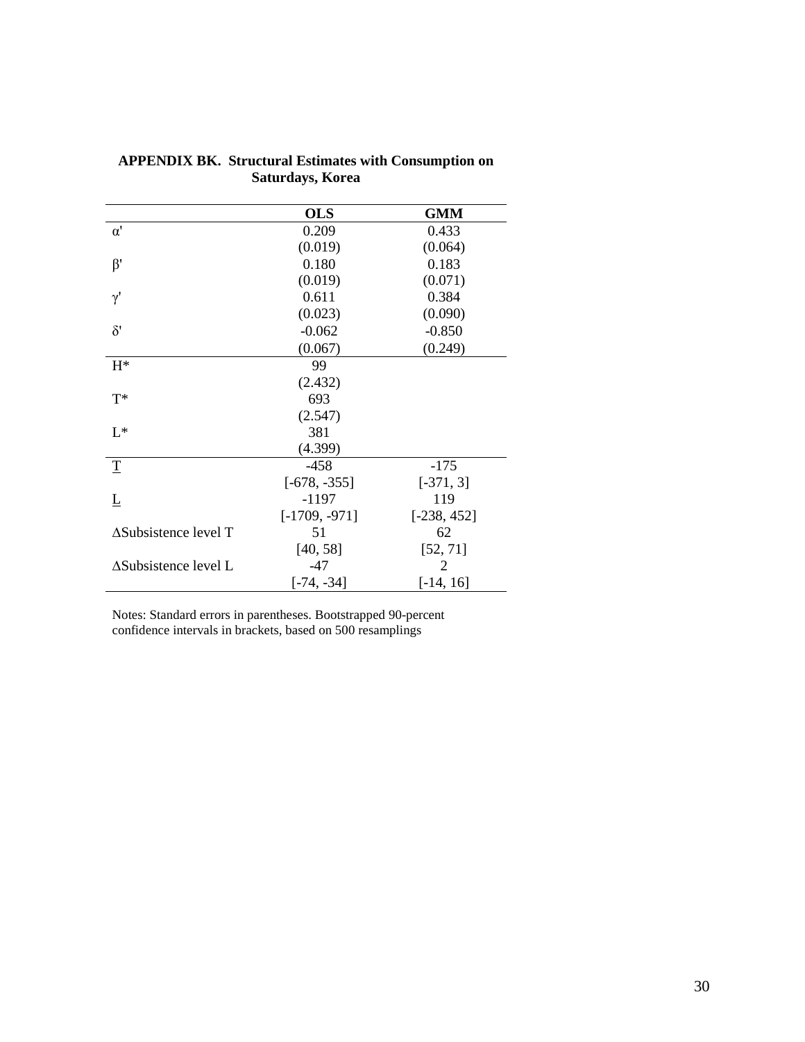**APPENDIX BK. Structural Estimates with Consumption on Saturdays, Korea**

| | OLS | GMM |
|---|---|---|
| $\alpha'$ | 0.209 | 0.433 |
| | (0.019) | (0.064) |
| $\beta'$ | 0.180 | 0.183 |
| | (0.019) | (0.071) |
| $\gamma'$ | 0.611 | 0.384 |
| | (0.023) | (0.090) |
| $\delta'$ | -0.062 | -0.850 |
| | (0.067) | (0.249) |
| H* | 99 | |
| | (2.432) | |
| T* | 693 | |
| | (2.547) | |
| L* | 381 | |
| | (4.399) | |
| $\underline{T}$ | -458 | -175 |
| | [-678, -355] | [-371, 3] |
| $\underline{L}$ | -1197 | 119 |
| | [-1709, -971] | [-238, 452] |
| ΔSubsistence level T | 51 | 62 |
| | [40, 58] | [52, 71] |
| ΔSubsistence level L | -47 | 2 |
| | [-74, -34] | [-14, 16] |

Notes: Standard errors in parentheses. Bootstrapped 90-percent confidence intervals in brackets, based on 500 resamplings